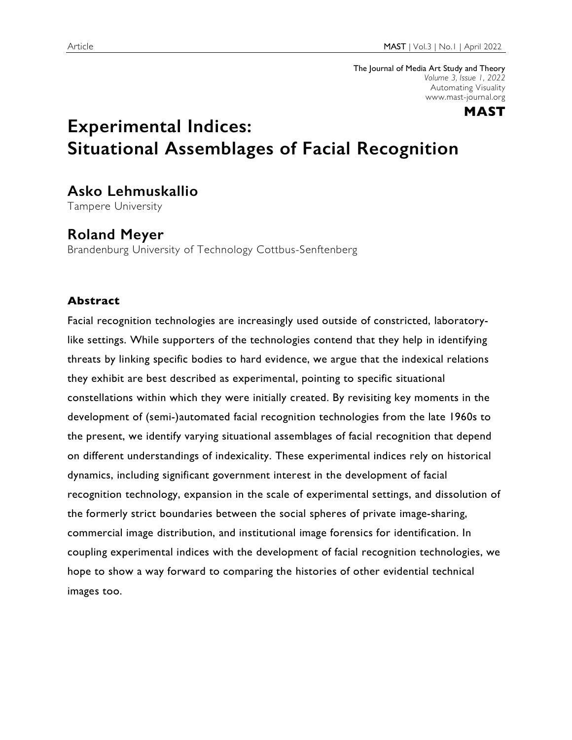The Journal of Media Art Study and Theory
*Volume 3, Issue 1, 2022*
Automating Visuality
www.mast-journal.org

**MAST**

# Experimental Indices: Situational Assemblages of Facial Recognition

## Asko Lehmuskallio

Tampere University

## Roland Meyer

Brandenburg University of Technology Cottbus-Senftenberg

### Abstract

Facial recognition technologies are increasingly used outside of constricted, laboratory-like settings. While supporters of the technologies contend that they help in identifying threats by linking specific bodies to hard evidence, we argue that the indexical relations they exhibit are best described as experimental, pointing to specific situational constellations within which they were initially created. By revisiting key moments in the development of (semi-)automated facial recognition technologies from the late 1960s to the present, we identify varying situational assemblages of facial recognition that depend on different understandings of indexicality. These experimental indices rely on historical dynamics, including significant government interest in the development of facial recognition technology, expansion in the scale of experimental settings, and dissolution of the formerly strict boundaries between the social spheres of private image-sharing, commercial image distribution, and institutional image forensics for identification. In coupling experimental indices with the development of facial recognition technologies, we hope to show a way forward to comparing the histories of other evidential technical images too.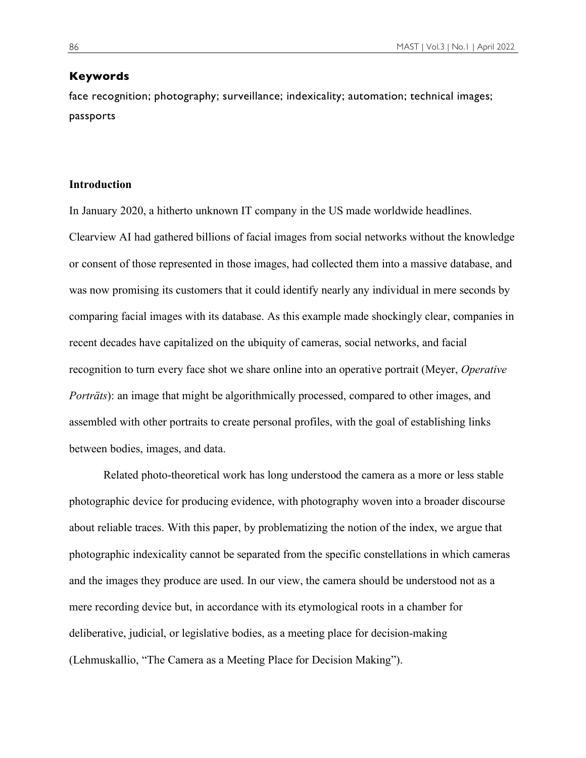### Keywords

face recognition; photography; surveillance; indexicality; automation; technical images; passports

## Introduction

In January 2020, a hitherto unknown IT company in the US made worldwide headlines. Clearview AI had gathered billions of facial images from social networks without the knowledge or consent of those represented in those images, had collected them into a massive database, and was now promising its customers that it could identify nearly any individual in mere seconds by comparing facial images with its database. As this example made shockingly clear, companies in recent decades have capitalized on the ubiquity of cameras, social networks, and facial recognition to turn every face shot we share online into an operative portrait (Meyer, *Operative Porträts*): an image that might be algorithmically processed, compared to other images, and assembled with other portraits to create personal profiles, with the goal of establishing links between bodies, images, and data.

Related photo-theoretical work has long understood the camera as a more or less stable photographic device for producing evidence, with photography woven into a broader discourse about reliable traces. With this paper, by problematizing the notion of the index, we argue that photographic indexicality cannot be separated from the specific constellations in which cameras and the images they produce are used. In our view, the camera should be understood not as a mere recording device but, in accordance with its etymological roots in a chamber for deliberative, judicial, or legislative bodies, as a meeting place for decision-making (Lehmuskallio, "The Camera as a Meeting Place for Decision Making").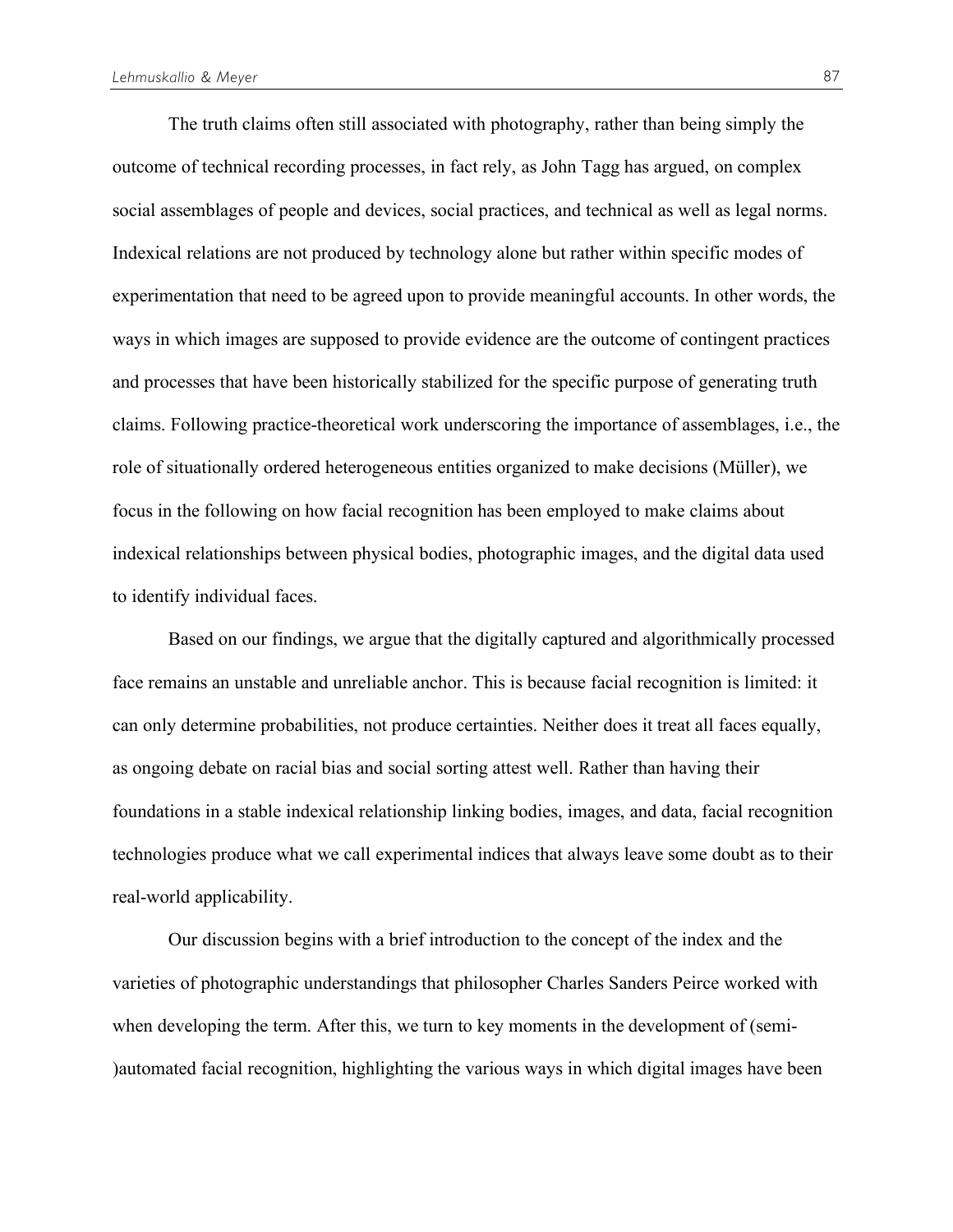The truth claims often still associated with photography, rather than being simply the outcome of technical recording processes, in fact rely, as John Tagg has argued, on complex social assemblages of people and devices, social practices, and technical as well as legal norms. Indexical relations are not produced by technology alone but rather within specific modes of experimentation that need to be agreed upon to provide meaningful accounts. In other words, the ways in which images are supposed to provide evidence are the outcome of contingent practices and processes that have been historically stabilized for the specific purpose of generating truth claims. Following practice-theoretical work underscoring the importance of assemblages, i.e., the role of situationally ordered heterogeneous entities organized to make decisions (Müller), we focus in the following on how facial recognition has been employed to make claims about indexical relationships between physical bodies, photographic images, and the digital data used to identify individual faces.

Based on our findings, we argue that the digitally captured and algorithmically processed face remains an unstable and unreliable anchor. This is because facial recognition is limited: it can only determine probabilities, not produce certainties. Neither does it treat all faces equally, as ongoing debate on racial bias and social sorting attest well. Rather than having their foundations in a stable indexical relationship linking bodies, images, and data, facial recognition technologies produce what we call experimental indices that always leave some doubt as to their real-world applicability.

Our discussion begins with a brief introduction to the concept of the index and the varieties of photographic understandings that philosopher Charles Sanders Peirce worked with when developing the term. After this, we turn to key moments in the development of (semi-)automated facial recognition, highlighting the various ways in which digital images have been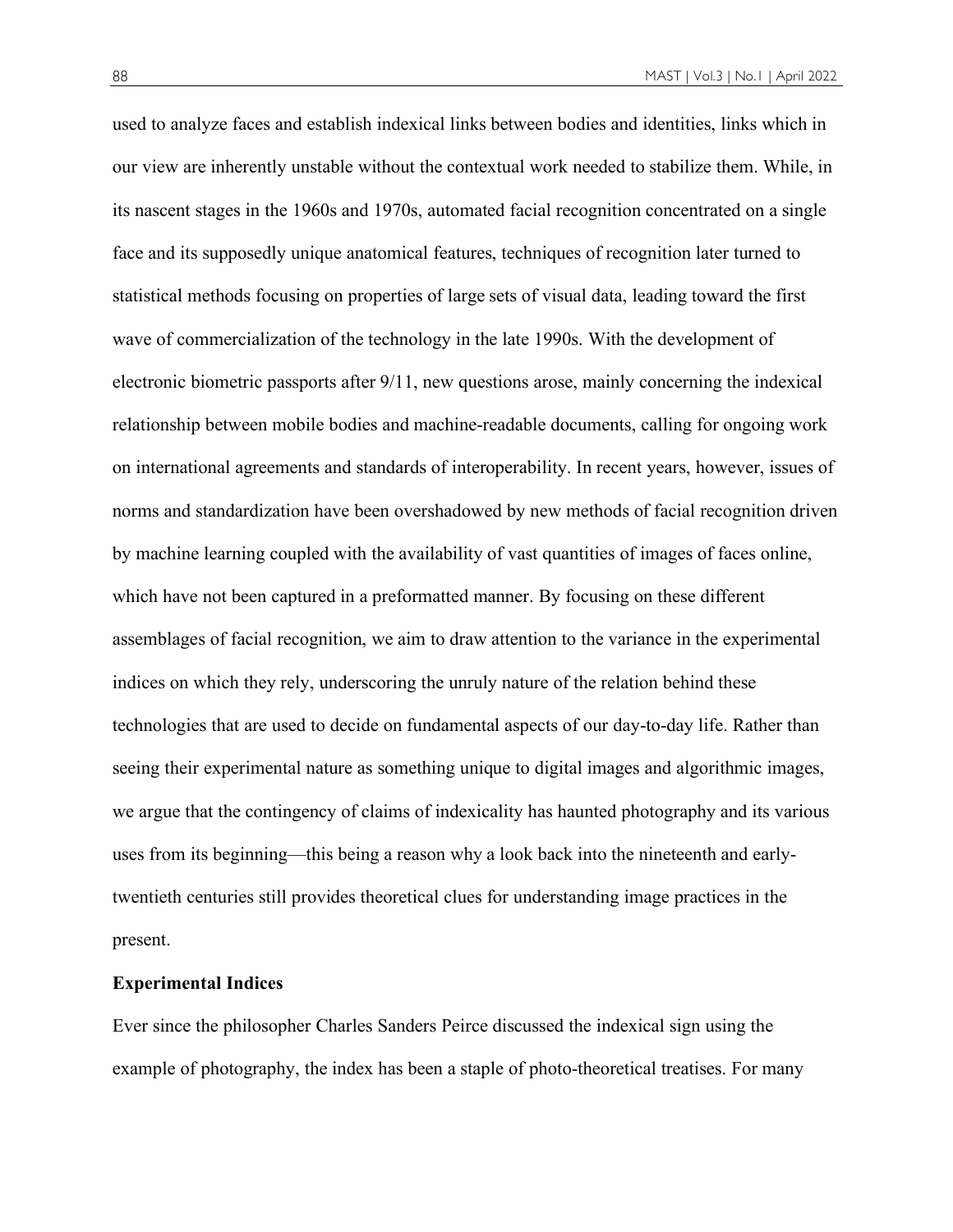used to analyze faces and establish indexical links between bodies and identities, links which in our view are inherently unstable without the contextual work needed to stabilize them. While, in its nascent stages in the 1960s and 1970s, automated facial recognition concentrated on a single face and its supposedly unique anatomical features, techniques of recognition later turned to statistical methods focusing on properties of large sets of visual data, leading toward the first wave of commercialization of the technology in the late 1990s. With the development of electronic biometric passports after 9/11, new questions arose, mainly concerning the indexical relationship between mobile bodies and machine-readable documents, calling for ongoing work on international agreements and standards of interoperability. In recent years, however, issues of norms and standardization have been overshadowed by new methods of facial recognition driven by machine learning coupled with the availability of vast quantities of images of faces online, which have not been captured in a preformatted manner. By focusing on these different assemblages of facial recognition, we aim to draw attention to the variance in the experimental indices on which they rely, underscoring the unruly nature of the relation behind these technologies that are used to decide on fundamental aspects of our day-to-day life. Rather than seeing their experimental nature as something unique to digital images and algorithmic images, we argue that the contingency of claims of indexicality has haunted photography and its various uses from its beginning—this being a reason why a look back into the nineteenth and early-twentieth centuries still provides theoretical clues for understanding image practices in the present.

## Experimental Indices

Ever since the philosopher Charles Sanders Peirce discussed the indexical sign using the example of photography, the index has been a staple of photo-theoretical treatises. For many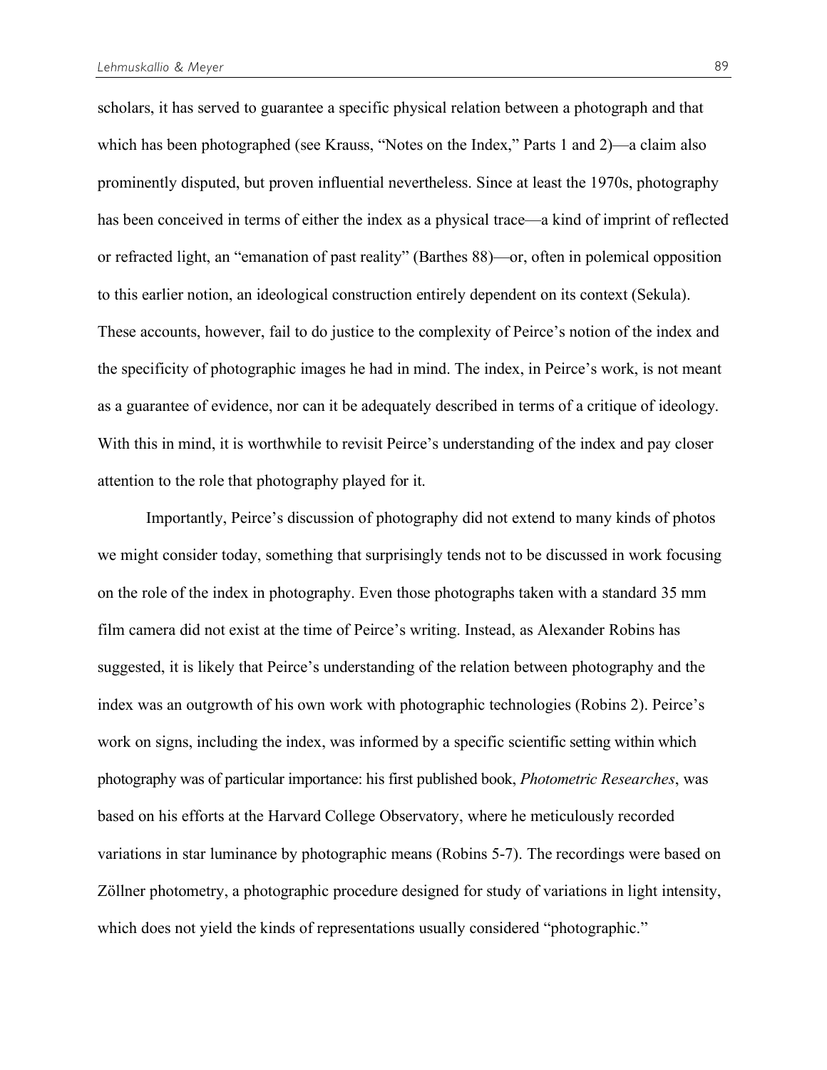scholars, it has served to guarantee a specific physical relation between a photograph and that which has been photographed (see Krauss, "Notes on the Index," Parts 1 and 2)—a claim also prominently disputed, but proven influential nevertheless. Since at least the 1970s, photography has been conceived in terms of either the index as a physical trace—a kind of imprint of reflected or refracted light, an "emanation of past reality" (Barthes 88)—or, often in polemical opposition to this earlier notion, an ideological construction entirely dependent on its context (Sekula). These accounts, however, fail to do justice to the complexity of Peirce's notion of the index and the specificity of photographic images he had in mind. The index, in Peirce's work, is not meant as a guarantee of evidence, nor can it be adequately described in terms of a critique of ideology. With this in mind, it is worthwhile to revisit Peirce's understanding of the index and pay closer attention to the role that photography played for it.

Importantly, Peirce's discussion of photography did not extend to many kinds of photos we might consider today, something that surprisingly tends not to be discussed in work focusing on the role of the index in photography. Even those photographs taken with a standard 35 mm film camera did not exist at the time of Peirce's writing. Instead, as Alexander Robins has suggested, it is likely that Peirce's understanding of the relation between photography and the index was an outgrowth of his own work with photographic technologies (Robins 2). Peirce's work on signs, including the index, was informed by a specific scientific setting within which photography was of particular importance: his first published book, *Photometric Researches*, was based on his efforts at the Harvard College Observatory, where he meticulously recorded variations in star luminance by photographic means (Robins 5-7). The recordings were based on Zöllner photometry, a photographic procedure designed for study of variations in light intensity, which does not yield the kinds of representations usually considered "photographic."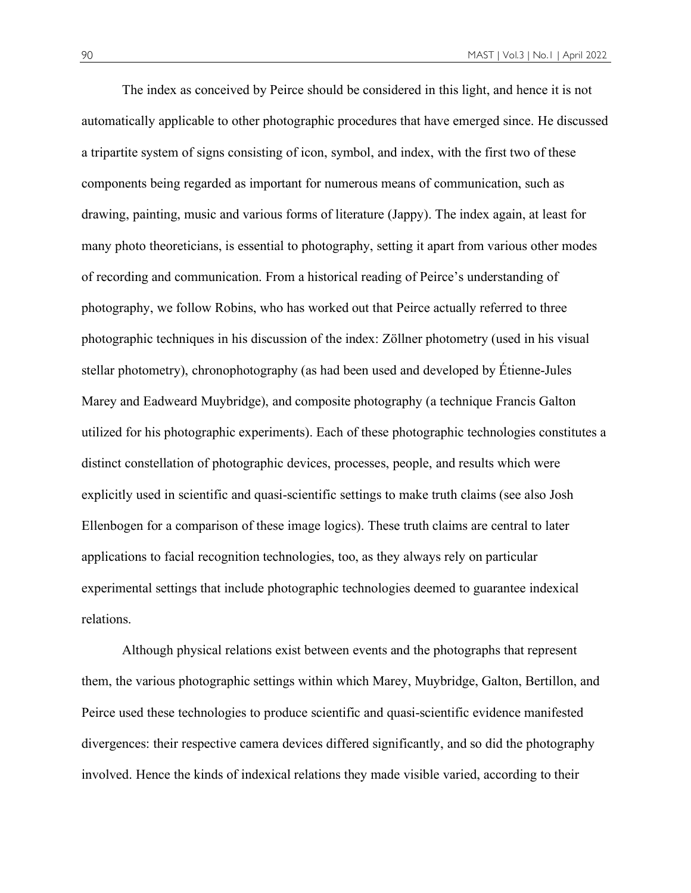The index as conceived by Peirce should be considered in this light, and hence it is not automatically applicable to other photographic procedures that have emerged since. He discussed a tripartite system of signs consisting of icon, symbol, and index, with the first two of these components being regarded as important for numerous means of communication, such as drawing, painting, music and various forms of literature (Jappy). The index again, at least for many photo theoreticians, is essential to photography, setting it apart from various other modes of recording and communication. From a historical reading of Peirce's understanding of photography, we follow Robins, who has worked out that Peirce actually referred to three photographic techniques in his discussion of the index: Zöllner photometry (used in his visual stellar photometry), chronophotography (as had been used and developed by Étienne-Jules Marey and Eadweard Muybridge), and composite photography (a technique Francis Galton utilized for his photographic experiments). Each of these photographic technologies constitutes a distinct constellation of photographic devices, processes, people, and results which were explicitly used in scientific and quasi-scientific settings to make truth claims (see also Josh Ellenbogen for a comparison of these image logics). These truth claims are central to later applications to facial recognition technologies, too, as they always rely on particular experimental settings that include photographic technologies deemed to guarantee indexical relations.

Although physical relations exist between events and the photographs that represent them, the various photographic settings within which Marey, Muybridge, Galton, Bertillon, and Peirce used these technologies to produce scientific and quasi-scientific evidence manifested divergences: their respective camera devices differed significantly, and so did the photography involved. Hence the kinds of indexical relations they made visible varied, according to their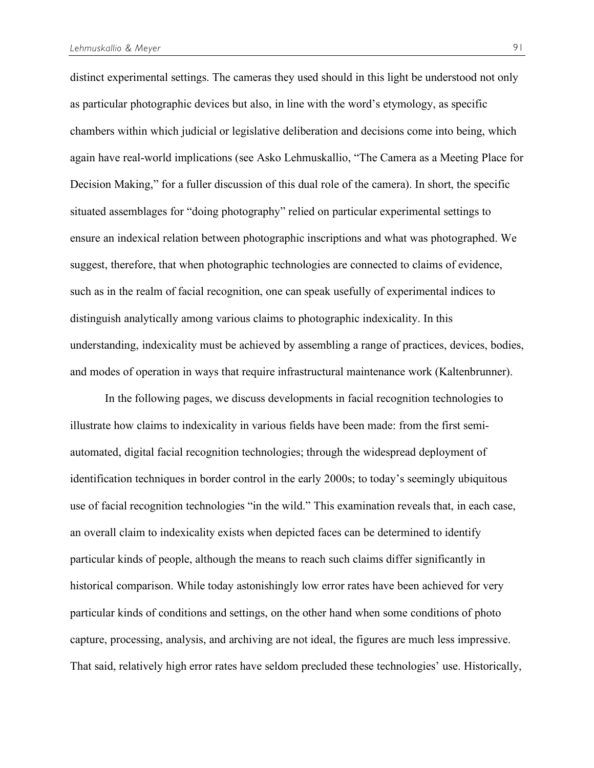distinct experimental settings. The cameras they used should in this light be understood not only as particular photographic devices but also, in line with the word's etymology, as specific chambers within which judicial or legislative deliberation and decisions come into being, which again have real-world implications (see Asko Lehmuskallio, "The Camera as a Meeting Place for Decision Making," for a fuller discussion of this dual role of the camera). In short, the specific situated assemblages for "doing photography" relied on particular experimental settings to ensure an indexical relation between photographic inscriptions and what was photographed. We suggest, therefore, that when photographic technologies are connected to claims of evidence, such as in the realm of facial recognition, one can speak usefully of experimental indices to distinguish analytically among various claims to photographic indexicality. In this understanding, indexicality must be achieved by assembling a range of practices, devices, bodies, and modes of operation in ways that require infrastructural maintenance work (Kaltenbrunner).

In the following pages, we discuss developments in facial recognition technologies to illustrate how claims to indexicality in various fields have been made: from the first semi-automated, digital facial recognition technologies; through the widespread deployment of identification techniques in border control in the early 2000s; to today's seemingly ubiquitous use of facial recognition technologies "in the wild." This examination reveals that, in each case, an overall claim to indexicality exists when depicted faces can be determined to identify particular kinds of people, although the means to reach such claims differ significantly in historical comparison. While today astonishingly low error rates have been achieved for very particular kinds of conditions and settings, on the other hand when some conditions of photo capture, processing, analysis, and archiving are not ideal, the figures are much less impressive. That said, relatively high error rates have seldom precluded these technologies' use. Historically,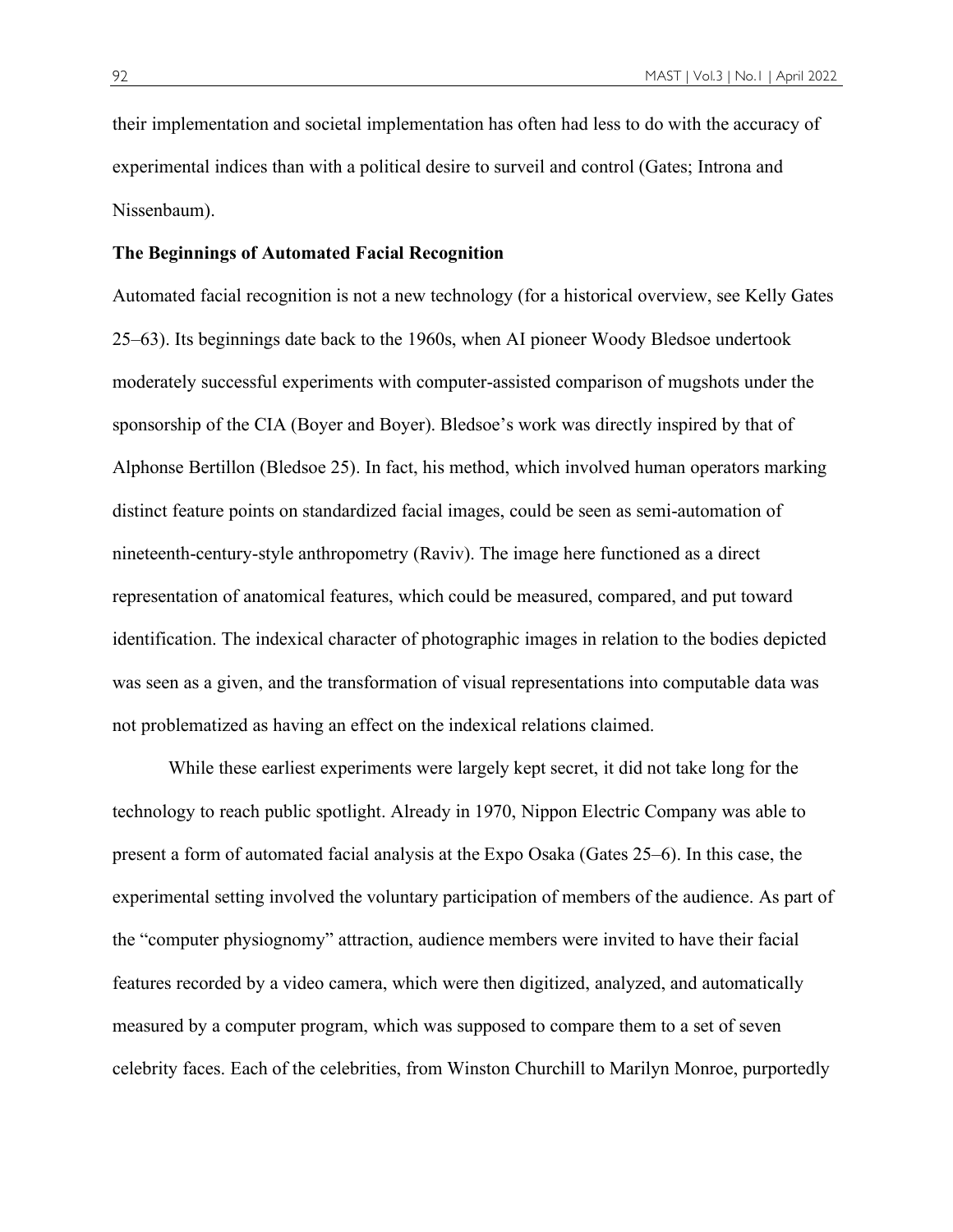their implementation and societal implementation has often had less to do with the accuracy of experimental indices than with a political desire to surveil and control (Gates; Introna and Nissenbaum).

### The Beginnings of Automated Facial Recognition

Automated facial recognition is not a new technology (for a historical overview, see Kelly Gates 25–63). Its beginnings date back to the 1960s, when AI pioneer Woody Bledsoe undertook moderately successful experiments with computer-assisted comparison of mugshots under the sponsorship of the CIA (Boyer and Boyer). Bledsoe's work was directly inspired by that of Alphonse Bertillon (Bledsoe 25). In fact, his method, which involved human operators marking distinct feature points on standardized facial images, could be seen as semi-automation of nineteenth-century-style anthropometry (Raviv). The image here functioned as a direct representation of anatomical features, which could be measured, compared, and put toward identification. The indexical character of photographic images in relation to the bodies depicted was seen as a given, and the transformation of visual representations into computable data was not problematized as having an effect on the indexical relations claimed.

While these earliest experiments were largely kept secret, it did not take long for the technology to reach public spotlight. Already in 1970, Nippon Electric Company was able to present a form of automated facial analysis at the Expo Osaka (Gates 25–6). In this case, the experimental setting involved the voluntary participation of members of the audience. As part of the "computer physiognomy" attraction, audience members were invited to have their facial features recorded by a video camera, which were then digitized, analyzed, and automatically measured by a computer program, which was supposed to compare them to a set of seven celebrity faces. Each of the celebrities, from Winston Churchill to Marilyn Monroe, purportedly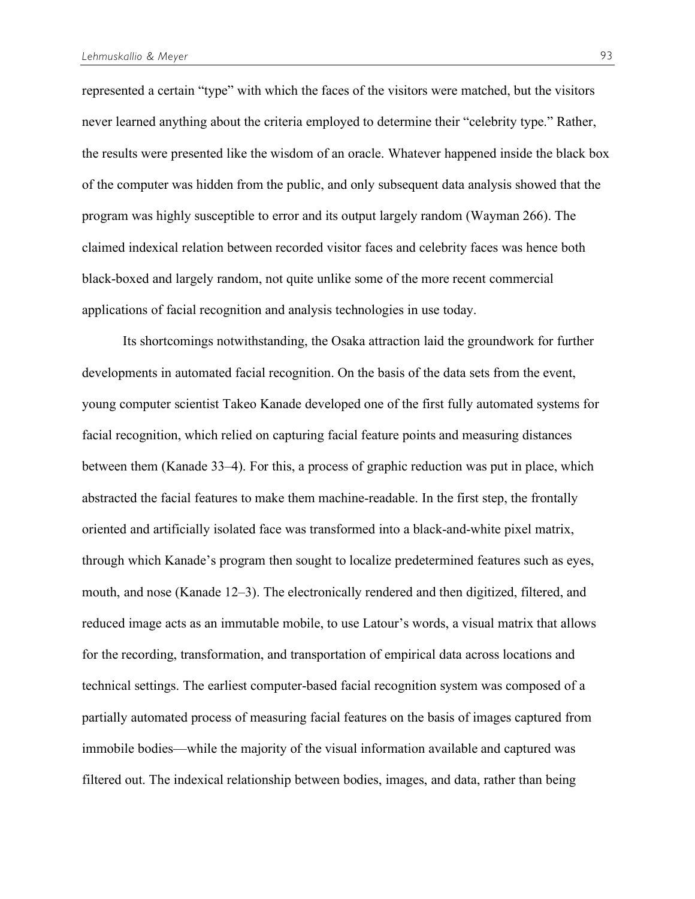represented a certain "type" with which the faces of the visitors were matched, but the visitors never learned anything about the criteria employed to determine their "celebrity type." Rather, the results were presented like the wisdom of an oracle. Whatever happened inside the black box of the computer was hidden from the public, and only subsequent data analysis showed that the program was highly susceptible to error and its output largely random (Wayman 266). The claimed indexical relation between recorded visitor faces and celebrity faces was hence both black-boxed and largely random, not quite unlike some of the more recent commercial applications of facial recognition and analysis technologies in use today.

Its shortcomings notwithstanding, the Osaka attraction laid the groundwork for further developments in automated facial recognition. On the basis of the data sets from the event, young computer scientist Takeo Kanade developed one of the first fully automated systems for facial recognition, which relied on capturing facial feature points and measuring distances between them (Kanade 33–4). For this, a process of graphic reduction was put in place, which abstracted the facial features to make them machine-readable. In the first step, the frontally oriented and artificially isolated face was transformed into a black-and-white pixel matrix, through which Kanade's program then sought to localize predetermined features such as eyes, mouth, and nose (Kanade 12–3). The electronically rendered and then digitized, filtered, and reduced image acts as an immutable mobile, to use Latour's words, a visual matrix that allows for the recording, transformation, and transportation of empirical data across locations and technical settings. The earliest computer-based facial recognition system was composed of a partially automated process of measuring facial features on the basis of images captured from immobile bodies—while the majority of the visual information available and captured was filtered out. The indexical relationship between bodies, images, and data, rather than being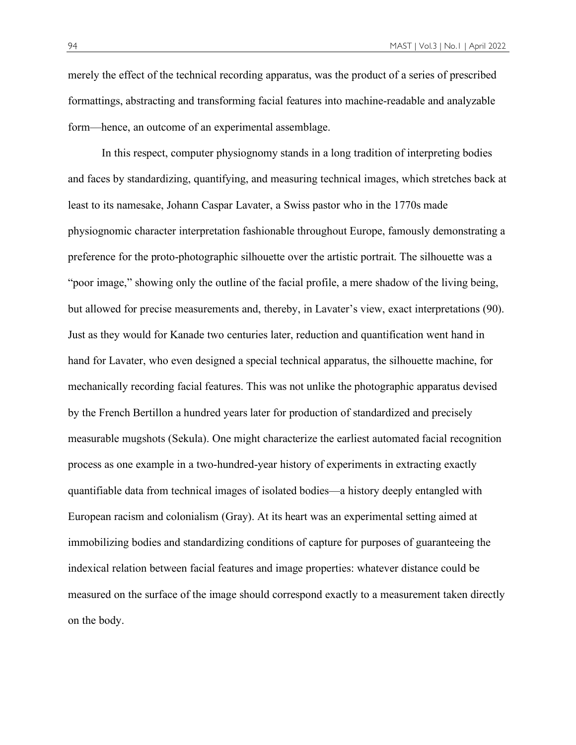merely the effect of the technical recording apparatus, was the product of a series of prescribed formattings, abstracting and transforming facial features into machine-readable and analyzable form—hence, an outcome of an experimental assemblage.

In this respect, computer physiognomy stands in a long tradition of interpreting bodies and faces by standardizing, quantifying, and measuring technical images, which stretches back at least to its namesake, Johann Caspar Lavater, a Swiss pastor who in the 1770s made physiognomic character interpretation fashionable throughout Europe, famously demonstrating a preference for the proto-photographic silhouette over the artistic portrait. The silhouette was a "poor image," showing only the outline of the facial profile, a mere shadow of the living being, but allowed for precise measurements and, thereby, in Lavater's view, exact interpretations (90). Just as they would for Kanade two centuries later, reduction and quantification went hand in hand for Lavater, who even designed a special technical apparatus, the silhouette machine, for mechanically recording facial features. This was not unlike the photographic apparatus devised by the French Bertillon a hundred years later for production of standardized and precisely measurable mugshots (Sekula). One might characterize the earliest automated facial recognition process as one example in a two-hundred-year history of experiments in extracting exactly quantifiable data from technical images of isolated bodies—a history deeply entangled with European racism and colonialism (Gray). At its heart was an experimental setting aimed at immobilizing bodies and standardizing conditions of capture for purposes of guaranteeing the indexical relation between facial features and image properties: whatever distance could be measured on the surface of the image should correspond exactly to a measurement taken directly on the body.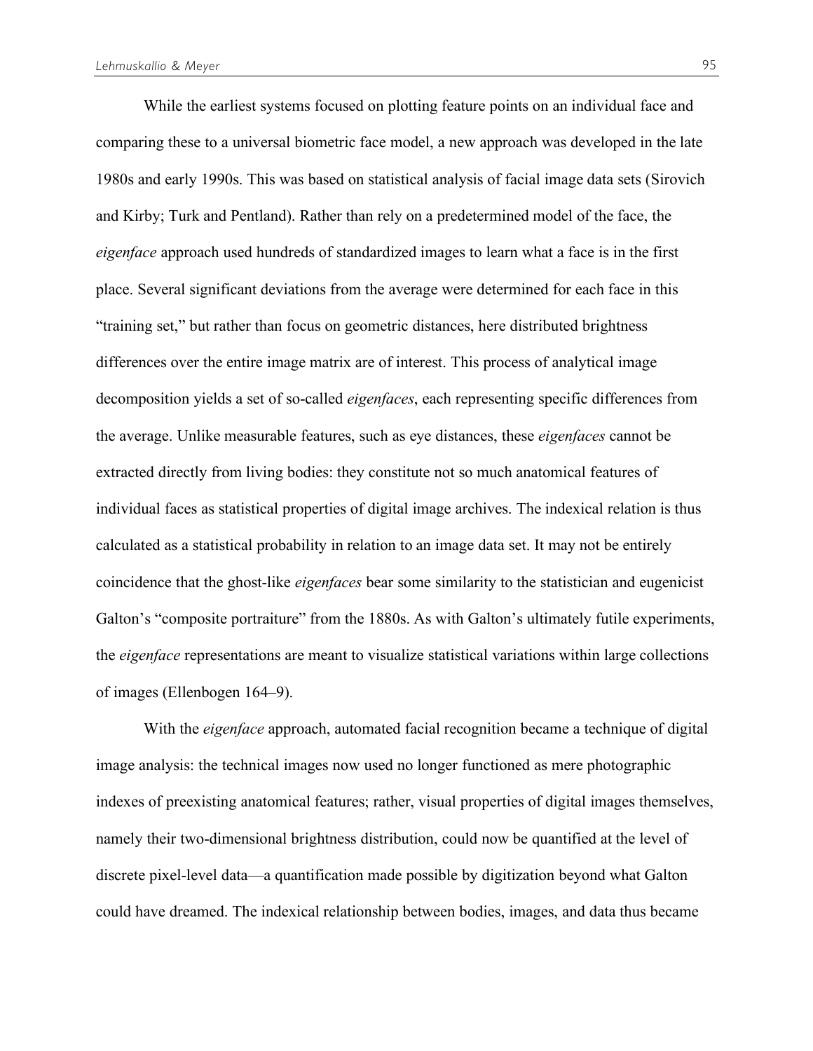While the earliest systems focused on plotting feature points on an individual face and comparing these to a universal biometric face model, a new approach was developed in the late 1980s and early 1990s. This was based on statistical analysis of facial image data sets (Sirovich and Kirby; Turk and Pentland). Rather than rely on a predetermined model of the face, the *eigenface* approach used hundreds of standardized images to learn what a face is in the first place. Several significant deviations from the average were determined for each face in this "training set," but rather than focus on geometric distances, here distributed brightness differences over the entire image matrix are of interest. This process of analytical image decomposition yields a set of so-called *eigenfaces*, each representing specific differences from the average. Unlike measurable features, such as eye distances, these *eigenfaces* cannot be extracted directly from living bodies: they constitute not so much anatomical features of individual faces as statistical properties of digital image archives. The indexical relation is thus calculated as a statistical probability in relation to an image data set. It may not be entirely coincidence that the ghost-like *eigenfaces* bear some similarity to the statistician and eugenicist Galton's "composite portraiture" from the 1880s. As with Galton's ultimately futile experiments, the *eigenface* representations are meant to visualize statistical variations within large collections of images (Ellenbogen 164–9).

With the *eigenface* approach, automated facial recognition became a technique of digital image analysis: the technical images now used no longer functioned as mere photographic indexes of preexisting anatomical features; rather, visual properties of digital images themselves, namely their two-dimensional brightness distribution, could now be quantified at the level of discrete pixel-level data—a quantification made possible by digitization beyond what Galton could have dreamed. The indexical relationship between bodies, images, and data thus became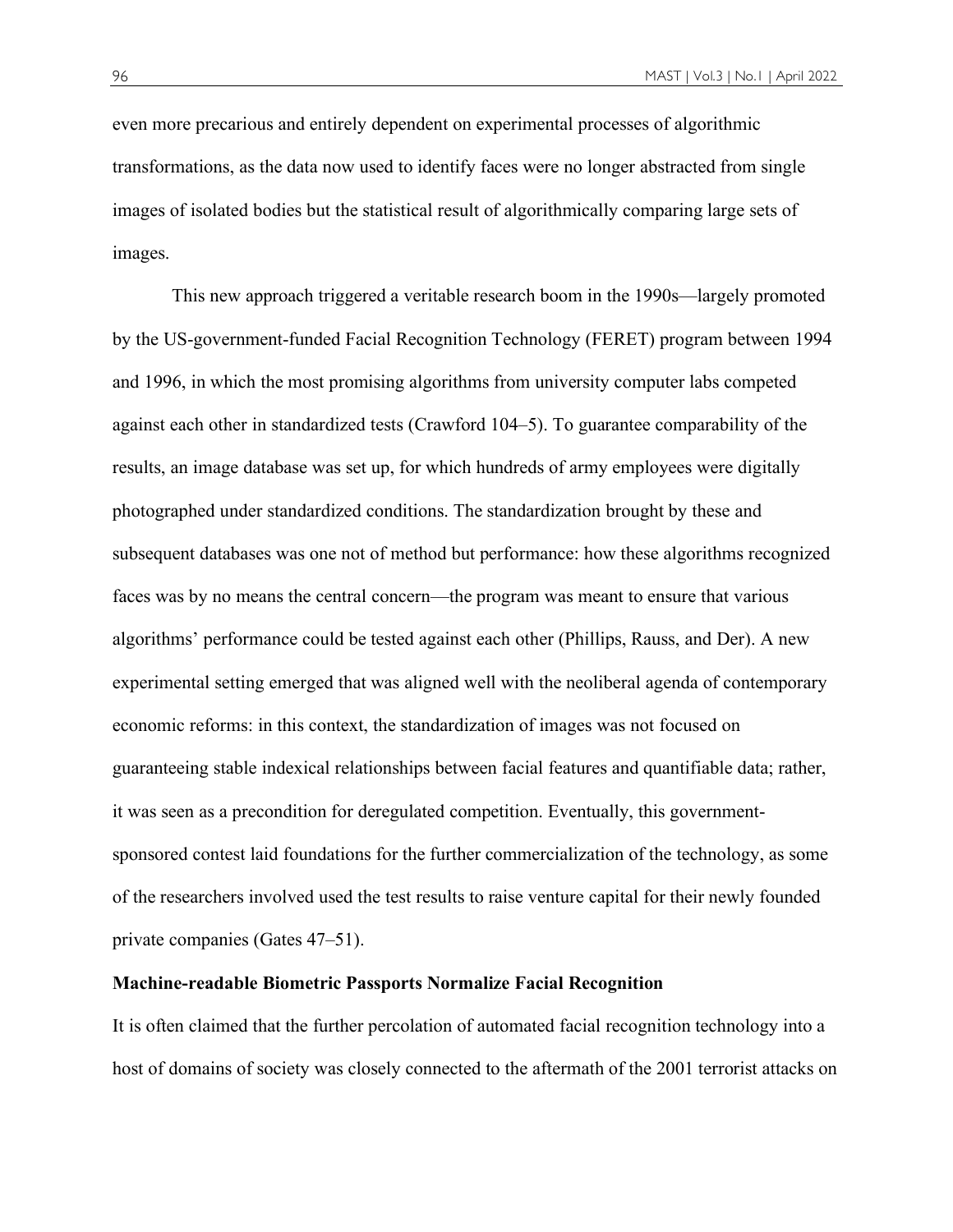even more precarious and entirely dependent on experimental processes of algorithmic transformations, as the data now used to identify faces were no longer abstracted from single images of isolated bodies but the statistical result of algorithmically comparing large sets of images.

This new approach triggered a veritable research boom in the 1990s—largely promoted by the US-government-funded Facial Recognition Technology (FERET) program between 1994 and 1996, in which the most promising algorithms from university computer labs competed against each other in standardized tests (Crawford 104–5). To guarantee comparability of the results, an image database was set up, for which hundreds of army employees were digitally photographed under standardized conditions. The standardization brought by these and subsequent databases was one not of method but performance: how these algorithms recognized faces was by no means the central concern—the program was meant to ensure that various algorithms' performance could be tested against each other (Phillips, Rauss, and Der). A new experimental setting emerged that was aligned well with the neoliberal agenda of contemporary economic reforms: in this context, the standardization of images was not focused on guaranteeing stable indexical relationships between facial features and quantifiable data; rather, it was seen as a precondition for deregulated competition. Eventually, this government-sponsored contest laid foundations for the further commercialization of the technology, as some of the researchers involved used the test results to raise venture capital for their newly founded private companies (Gates 47–51).

## Machine-readable Biometric Passports Normalize Facial Recognition

It is often claimed that the further percolation of automated facial recognition technology into a host of domains of society was closely connected to the aftermath of the 2001 terrorist attacks on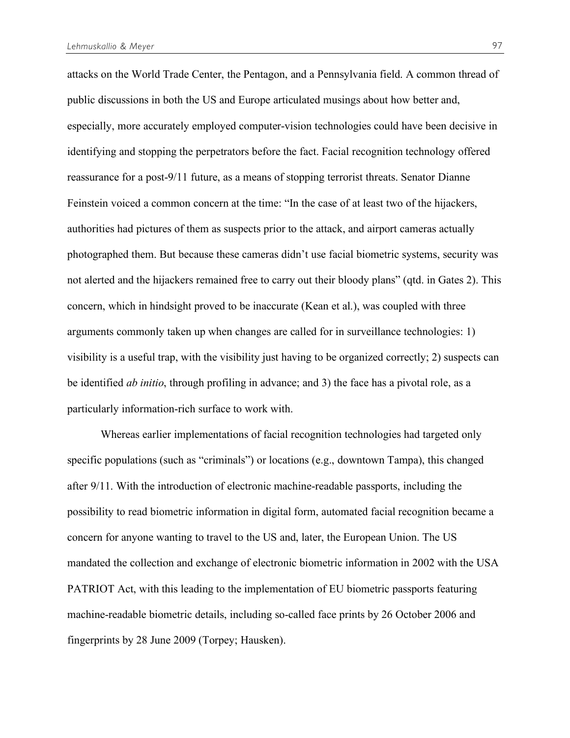attacks on the World Trade Center, the Pentagon, and a Pennsylvania field. A common thread of public discussions in both the US and Europe articulated musings about how better and, especially, more accurately employed computer-vision technologies could have been decisive in identifying and stopping the perpetrators before the fact. Facial recognition technology offered reassurance for a post-9/11 future, as a means of stopping terrorist threats. Senator Dianne Feinstein voiced a common concern at the time: "In the case of at least two of the hijackers, authorities had pictures of them as suspects prior to the attack, and airport cameras actually photographed them. But because these cameras didn't use facial biometric systems, security was not alerted and the hijackers remained free to carry out their bloody plans" (qtd. in Gates 2). This concern, which in hindsight proved to be inaccurate (Kean et al.), was coupled with three arguments commonly taken up when changes are called for in surveillance technologies: 1) visibility is a useful trap, with the visibility just having to be organized correctly; 2) suspects can be identified *ab initio*, through profiling in advance; and 3) the face has a pivotal role, as a particularly information-rich surface to work with.

Whereas earlier implementations of facial recognition technologies had targeted only specific populations (such as "criminals") or locations (e.g., downtown Tampa), this changed after 9/11. With the introduction of electronic machine-readable passports, including the possibility to read biometric information in digital form, automated facial recognition became a concern for anyone wanting to travel to the US and, later, the European Union. The US mandated the collection and exchange of electronic biometric information in 2002 with the USA PATRIOT Act, with this leading to the implementation of EU biometric passports featuring machine-readable biometric details, including so-called face prints by 26 October 2006 and fingerprints by 28 June 2009 (Torpey; Hausken).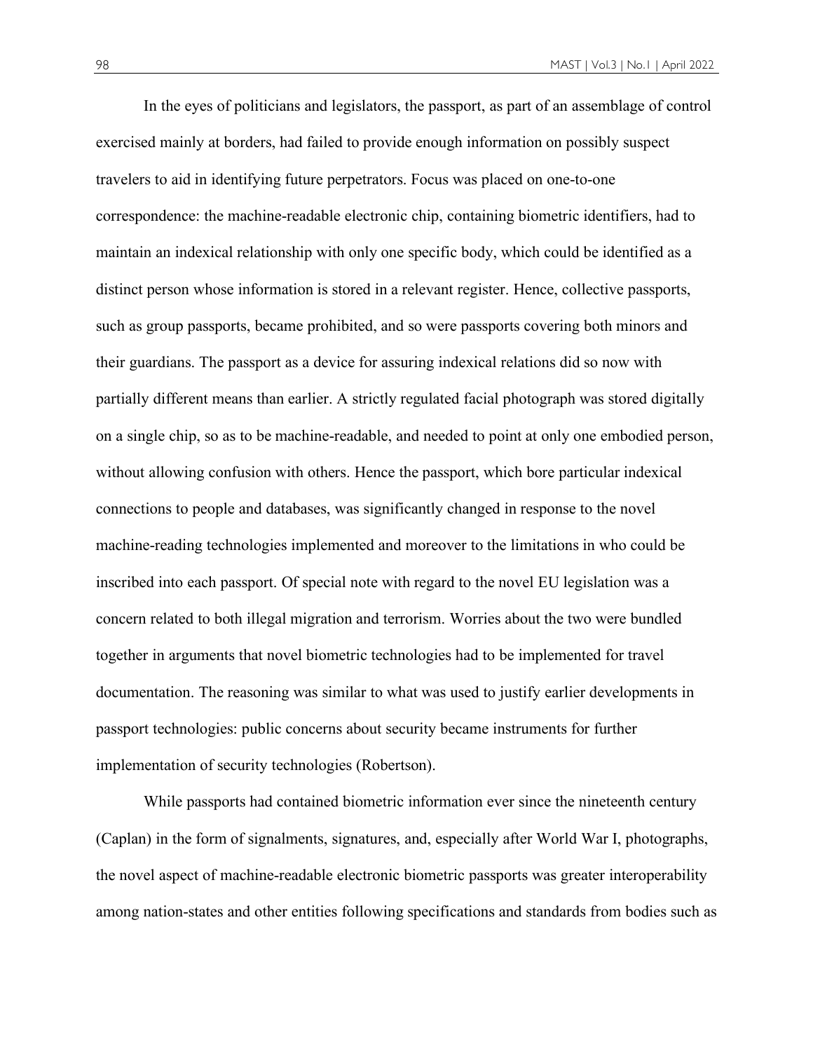In the eyes of politicians and legislators, the passport, as part of an assemblage of control exercised mainly at borders, had failed to provide enough information on possibly suspect travelers to aid in identifying future perpetrators. Focus was placed on one-to-one correspondence: the machine-readable electronic chip, containing biometric identifiers, had to maintain an indexical relationship with only one specific body, which could be identified as a distinct person whose information is stored in a relevant register. Hence, collective passports, such as group passports, became prohibited, and so were passports covering both minors and their guardians. The passport as a device for assuring indexical relations did so now with partially different means than earlier. A strictly regulated facial photograph was stored digitally on a single chip, so as to be machine-readable, and needed to point at only one embodied person, without allowing confusion with others. Hence the passport, which bore particular indexical connections to people and databases, was significantly changed in response to the novel machine-reading technologies implemented and moreover to the limitations in who could be inscribed into each passport. Of special note with regard to the novel EU legislation was a concern related to both illegal migration and terrorism. Worries about the two were bundled together in arguments that novel biometric technologies had to be implemented for travel documentation. The reasoning was similar to what was used to justify earlier developments in passport technologies: public concerns about security became instruments for further implementation of security technologies (Robertson).

While passports had contained biometric information ever since the nineteenth century (Caplan) in the form of signalments, signatures, and, especially after World War I, photographs, the novel aspect of machine-readable electronic biometric passports was greater interoperability among nation-states and other entities following specifications and standards from bodies such as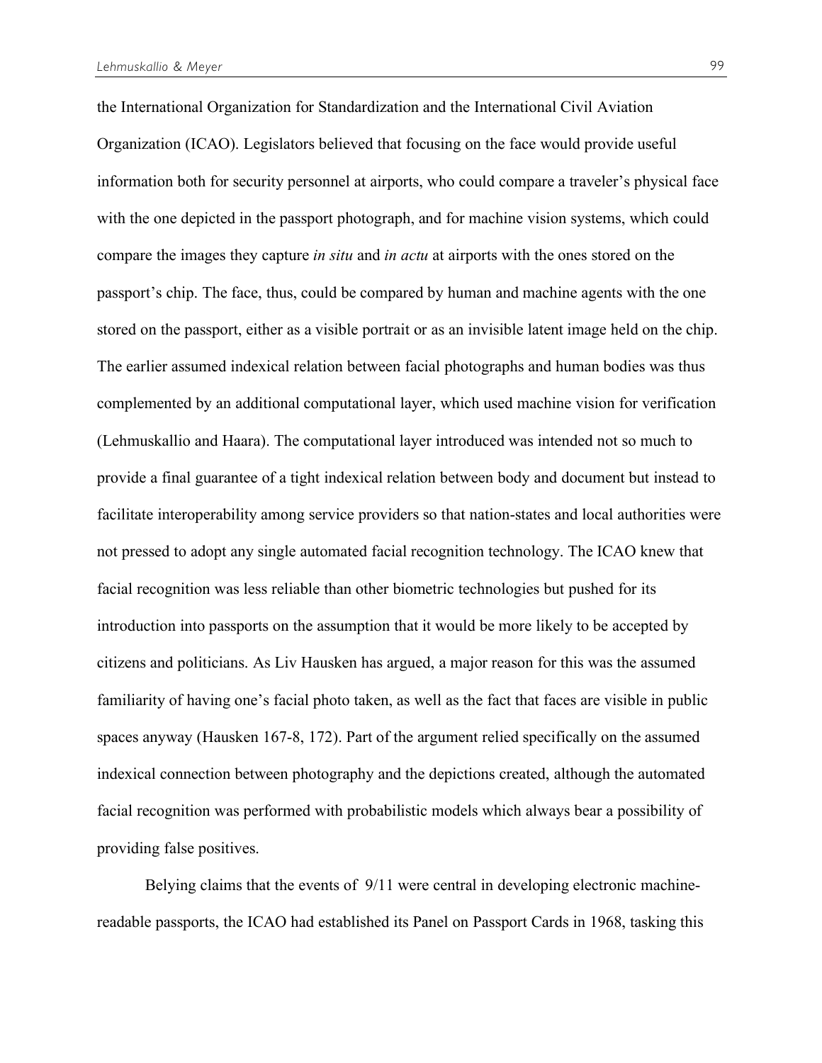the International Organization for Standardization and the International Civil Aviation Organization (ICAO). Legislators believed that focusing on the face would provide useful information both for security personnel at airports, who could compare a traveler's physical face with the one depicted in the passport photograph, and for machine vision systems, which could compare the images they capture *in situ* and *in actu* at airports with the ones stored on the passport's chip. The face, thus, could be compared by human and machine agents with the one stored on the passport, either as a visible portrait or as an invisible latent image held on the chip. The earlier assumed indexical relation between facial photographs and human bodies was thus complemented by an additional computational layer, which used machine vision for verification (Lehmuskallio and Haara). The computational layer introduced was intended not so much to provide a final guarantee of a tight indexical relation between body and document but instead to facilitate interoperability among service providers so that nation-states and local authorities were not pressed to adopt any single automated facial recognition technology. The ICAO knew that facial recognition was less reliable than other biometric technologies but pushed for its introduction into passports on the assumption that it would be more likely to be accepted by citizens and politicians. As Liv Hausken has argued, a major reason for this was the assumed familiarity of having one's facial photo taken, as well as the fact that faces are visible in public spaces anyway (Hausken 167-8, 172). Part of the argument relied specifically on the assumed indexical connection between photography and the depictions created, although the automated facial recognition was performed with probabilistic models which always bear a possibility of providing false positives.

Belying claims that the events of 9/11 were central in developing electronic machine-readable passports, the ICAO had established its Panel on Passport Cards in 1968, tasking this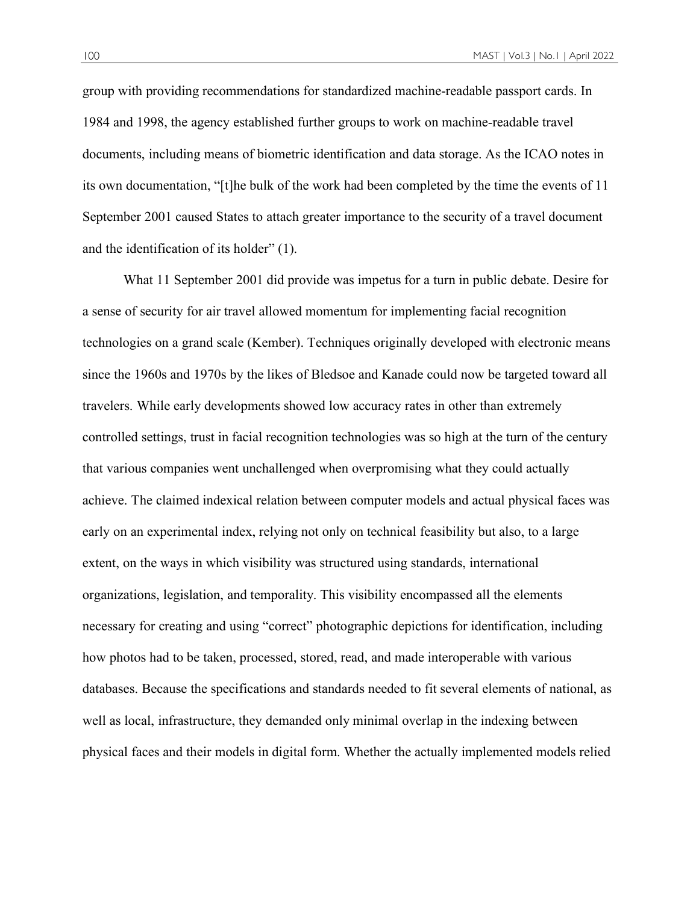group with providing recommendations for standardized machine-readable passport cards. In 1984 and 1998, the agency established further groups to work on machine-readable travel documents, including means of biometric identification and data storage. As the ICAO notes in its own documentation, "[t]he bulk of the work had been completed by the time the events of 11 September 2001 caused States to attach greater importance to the security of a travel document and the identification of its holder" (1).

What 11 September 2001 did provide was impetus for a turn in public debate. Desire for a sense of security for air travel allowed momentum for implementing facial recognition technologies on a grand scale (Kember). Techniques originally developed with electronic means since the 1960s and 1970s by the likes of Bledsoe and Kanade could now be targeted toward all travelers. While early developments showed low accuracy rates in other than extremely controlled settings, trust in facial recognition technologies was so high at the turn of the century that various companies went unchallenged when overpromising what they could actually achieve. The claimed indexical relation between computer models and actual physical faces was early on an experimental index, relying not only on technical feasibility but also, to a large extent, on the ways in which visibility was structured using standards, international organizations, legislation, and temporality. This visibility encompassed all the elements necessary for creating and using "correct" photographic depictions for identification, including how photos had to be taken, processed, stored, read, and made interoperable with various databases. Because the specifications and standards needed to fit several elements of national, as well as local, infrastructure, they demanded only minimal overlap in the indexing between physical faces and their models in digital form. Whether the actually implemented models relied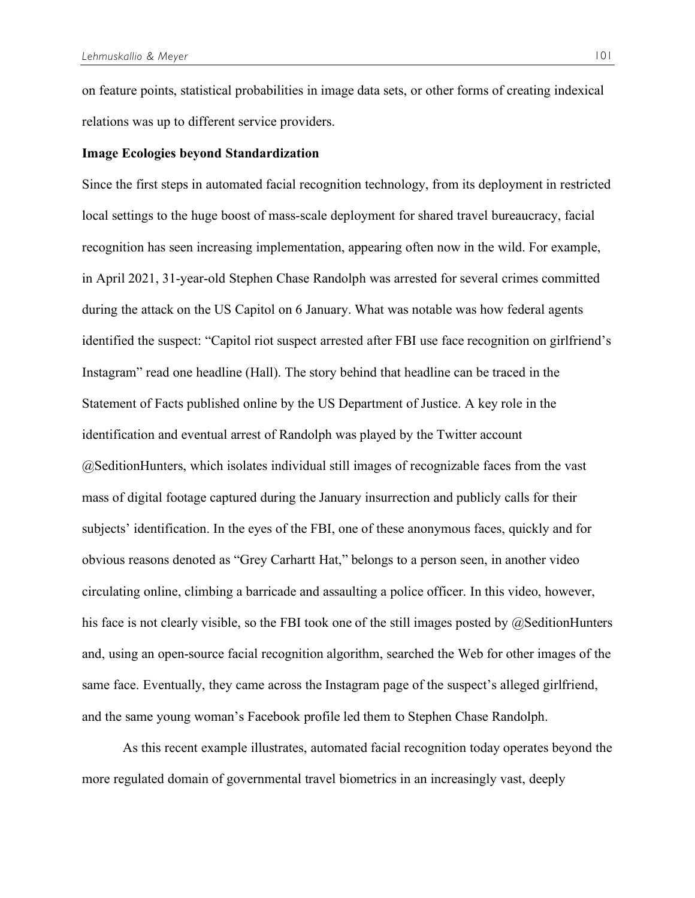on feature points, statistical probabilities in image data sets, or other forms of creating indexical relations was up to different service providers.

**Image Ecologies beyond Standardization**

Since the first steps in automated facial recognition technology, from its deployment in restricted local settings to the huge boost of mass-scale deployment for shared travel bureaucracy, facial recognition has seen increasing implementation, appearing often now in the wild. For example, in April 2021, 31-year-old Stephen Chase Randolph was arrested for several crimes committed during the attack on the US Capitol on 6 January. What was notable was how federal agents identified the suspect: "Capitol riot suspect arrested after FBI use face recognition on girlfriend's Instagram" read one headline (Hall). The story behind that headline can be traced in the Statement of Facts published online by the US Department of Justice. A key role in the identification and eventual arrest of Randolph was played by the Twitter account @SeditionHunters, which isolates individual still images of recognizable faces from the vast mass of digital footage captured during the January insurrection and publicly calls for their subjects' identification. In the eyes of the FBI, one of these anonymous faces, quickly and for obvious reasons denoted as "Grey Carhartt Hat," belongs to a person seen, in another video circulating online, climbing a barricade and assaulting a police officer. In this video, however, his face is not clearly visible, so the FBI took one of the still images posted by @SeditionHunters and, using an open-source facial recognition algorithm, searched the Web for other images of the same face. Eventually, they came across the Instagram page of the suspect's alleged girlfriend, and the same young woman's Facebook profile led them to Stephen Chase Randolph.

As this recent example illustrates, automated facial recognition today operates beyond the more regulated domain of governmental travel biometrics in an increasingly vast, deeply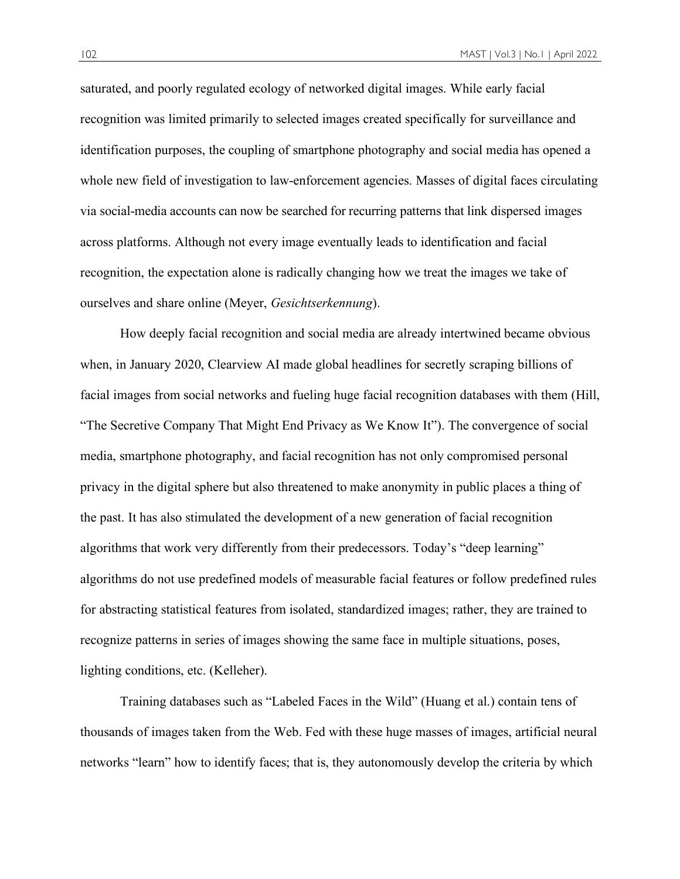saturated, and poorly regulated ecology of networked digital images. While early facial recognition was limited primarily to selected images created specifically for surveillance and identification purposes, the coupling of smartphone photography and social media has opened a whole new field of investigation to law-enforcement agencies. Masses of digital faces circulating via social-media accounts can now be searched for recurring patterns that link dispersed images across platforms. Although not every image eventually leads to identification and facial recognition, the expectation alone is radically changing how we treat the images we take of ourselves and share online (Meyer, *Gesichtserkennung*).

How deeply facial recognition and social media are already intertwined became obvious when, in January 2020, Clearview AI made global headlines for secretly scraping billions of facial images from social networks and fueling huge facial recognition databases with them (Hill, "The Secretive Company That Might End Privacy as We Know It"). The convergence of social media, smartphone photography, and facial recognition has not only compromised personal privacy in the digital sphere but also threatened to make anonymity in public places a thing of the past. It has also stimulated the development of a new generation of facial recognition algorithms that work very differently from their predecessors. Today's "deep learning" algorithms do not use predefined models of measurable facial features or follow predefined rules for abstracting statistical features from isolated, standardized images; rather, they are trained to recognize patterns in series of images showing the same face in multiple situations, poses, lighting conditions, etc. (Kelleher).

Training databases such as "Labeled Faces in the Wild" (Huang et al.) contain tens of thousands of images taken from the Web. Fed with these huge masses of images, artificial neural networks "learn" how to identify faces; that is, they autonomously develop the criteria by which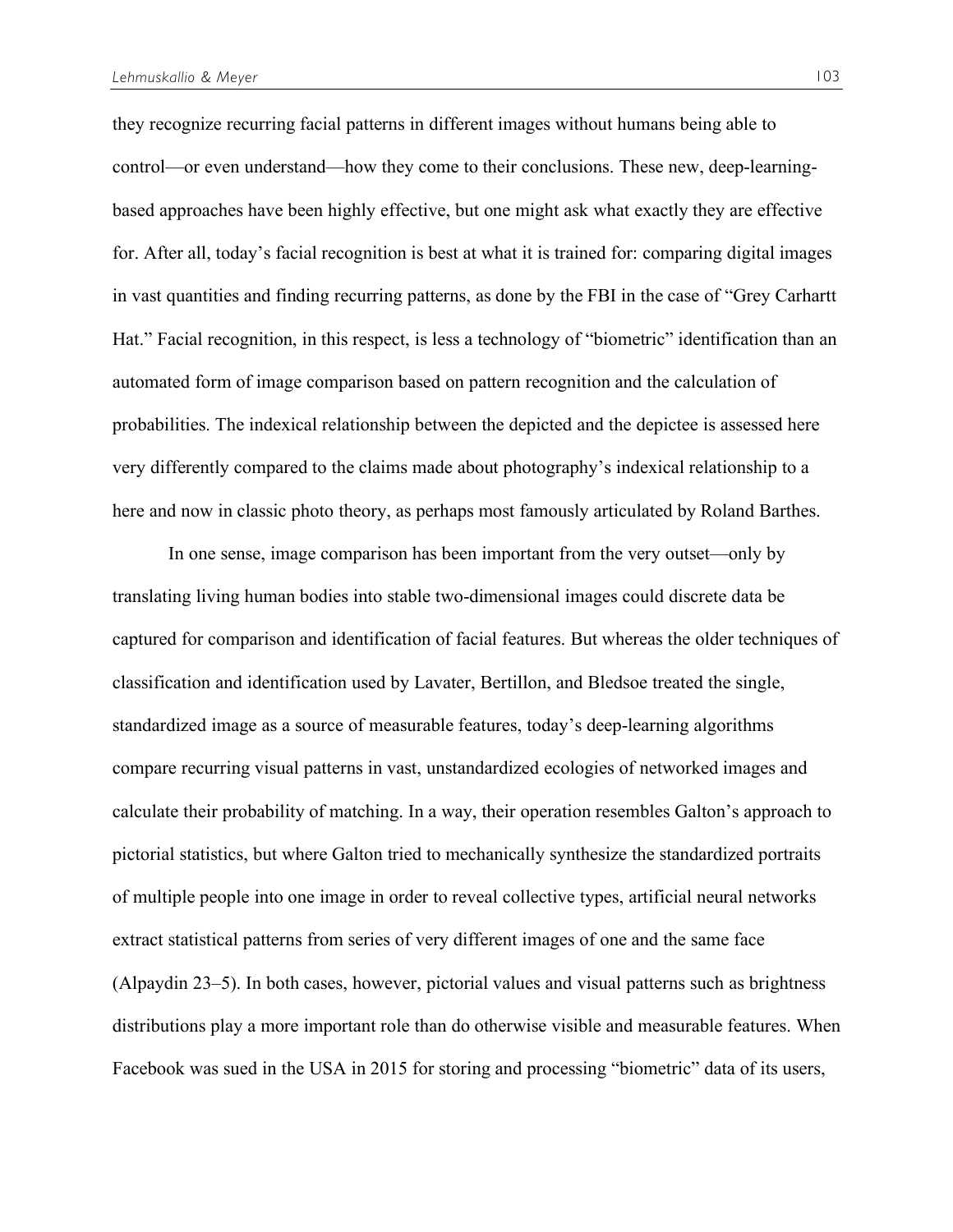they recognize recurring facial patterns in different images without humans being able to control—or even understand—how they come to their conclusions. These new, deep-learning-based approaches have been highly effective, but one might ask what exactly they are effective for. After all, today's facial recognition is best at what it is trained for: comparing digital images in vast quantities and finding recurring patterns, as done by the FBI in the case of "Grey Carhartt Hat." Facial recognition, in this respect, is less a technology of "biometric" identification than an automated form of image comparison based on pattern recognition and the calculation of probabilities. The indexical relationship between the depicted and the depictee is assessed here very differently compared to the claims made about photography's indexical relationship to a here and now in classic photo theory, as perhaps most famously articulated by Roland Barthes.

In one sense, image comparison has been important from the very outset—only by translating living human bodies into stable two-dimensional images could discrete data be captured for comparison and identification of facial features. But whereas the older techniques of classification and identification used by Lavater, Bertillon, and Bledsoe treated the single, standardized image as a source of measurable features, today's deep-learning algorithms compare recurring visual patterns in vast, unstandardized ecologies of networked images and calculate their probability of matching. In a way, their operation resembles Galton's approach to pictorial statistics, but where Galton tried to mechanically synthesize the standardized portraits of multiple people into one image in order to reveal collective types, artificial neural networks extract statistical patterns from series of very different images of one and the same face (Alpaydin 23–5). In both cases, however, pictorial values and visual patterns such as brightness distributions play a more important role than do otherwise visible and measurable features. When Facebook was sued in the USA in 2015 for storing and processing "biometric" data of its users,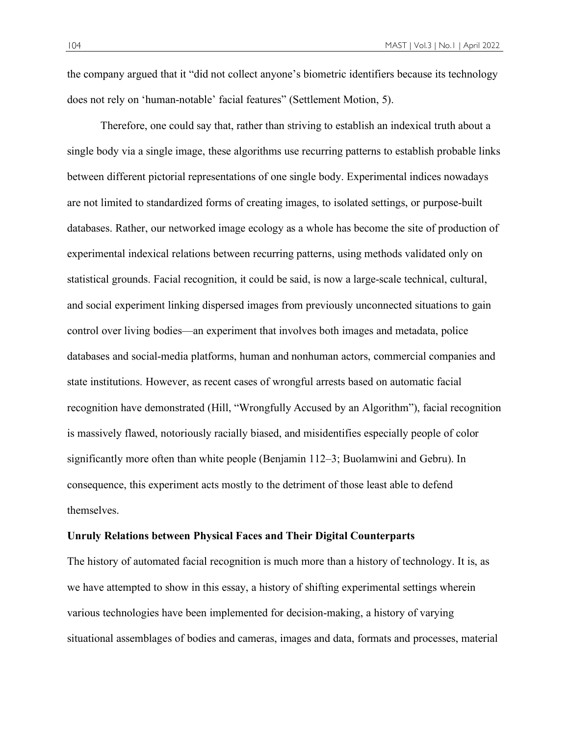the company argued that it "did not collect anyone's biometric identifiers because its technology does not rely on 'human-notable' facial features" (Settlement Motion, 5).

Therefore, one could say that, rather than striving to establish an indexical truth about a single body via a single image, these algorithms use recurring patterns to establish probable links between different pictorial representations of one single body. Experimental indices nowadays are not limited to standardized forms of creating images, to isolated settings, or purpose-built databases. Rather, our networked image ecology as a whole has become the site of production of experimental indexical relations between recurring patterns, using methods validated only on statistical grounds. Facial recognition, it could be said, is now a large-scale technical, cultural, and social experiment linking dispersed images from previously unconnected situations to gain control over living bodies—an experiment that involves both images and metadata, police databases and social-media platforms, human and nonhuman actors, commercial companies and state institutions. However, as recent cases of wrongful arrests based on automatic facial recognition have demonstrated (Hill, "Wrongfully Accused by an Algorithm"), facial recognition is massively flawed, notoriously racially biased, and misidentifies especially people of color significantly more often than white people (Benjamin 112–3; Buolamwini and Gebru). In consequence, this experiment acts mostly to the detriment of those least able to defend themselves.

### Unruly Relations between Physical Faces and Their Digital Counterparts

The history of automated facial recognition is much more than a history of technology. It is, as we have attempted to show in this essay, a history of shifting experimental settings wherein various technologies have been implemented for decision-making, a history of varying situational assemblages of bodies and cameras, images and data, formats and processes, material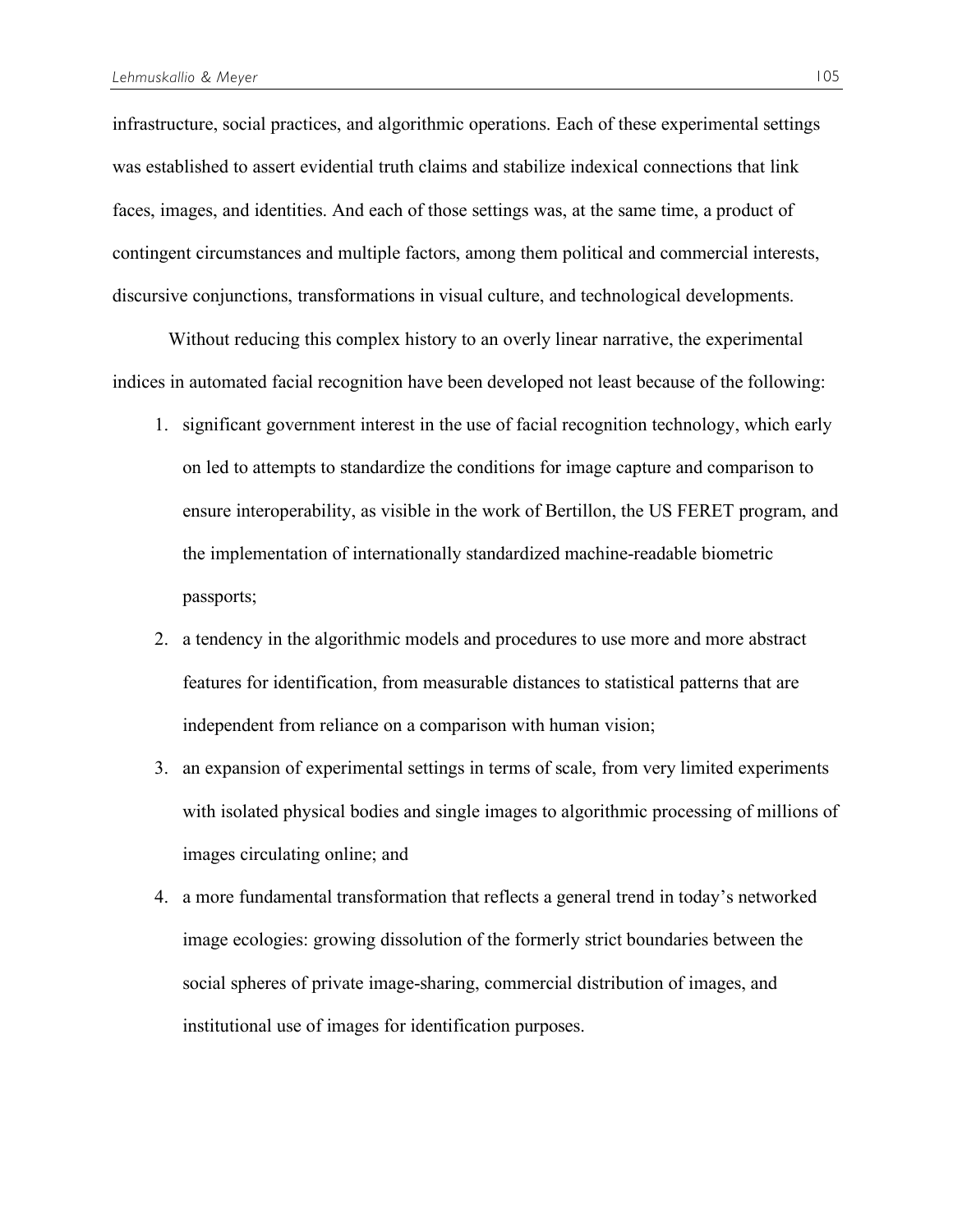infrastructure, social practices, and algorithmic operations. Each of these experimental settings was established to assert evidential truth claims and stabilize indexical connections that link faces, images, and identities. And each of those settings was, at the same time, a product of contingent circumstances and multiple factors, among them political and commercial interests, discursive conjunctions, transformations in visual culture, and technological developments.

Without reducing this complex history to an overly linear narrative, the experimental indices in automated facial recognition have been developed not least because of the following:

1. significant government interest in the use of facial recognition technology, which early on led to attempts to standardize the conditions for image capture and comparison to ensure interoperability, as visible in the work of Bertillon, the US FERET program, and the implementation of internationally standardized machine-readable biometric passports;
2. a tendency in the algorithmic models and procedures to use more and more abstract features for identification, from measurable distances to statistical patterns that are independent from reliance on a comparison with human vision;
3. an expansion of experimental settings in terms of scale, from very limited experiments with isolated physical bodies and single images to algorithmic processing of millions of images circulating online; and
4. a more fundamental transformation that reflects a general trend in today's networked image ecologies: growing dissolution of the formerly strict boundaries between the social spheres of private image-sharing, commercial distribution of images, and institutional use of images for identification purposes.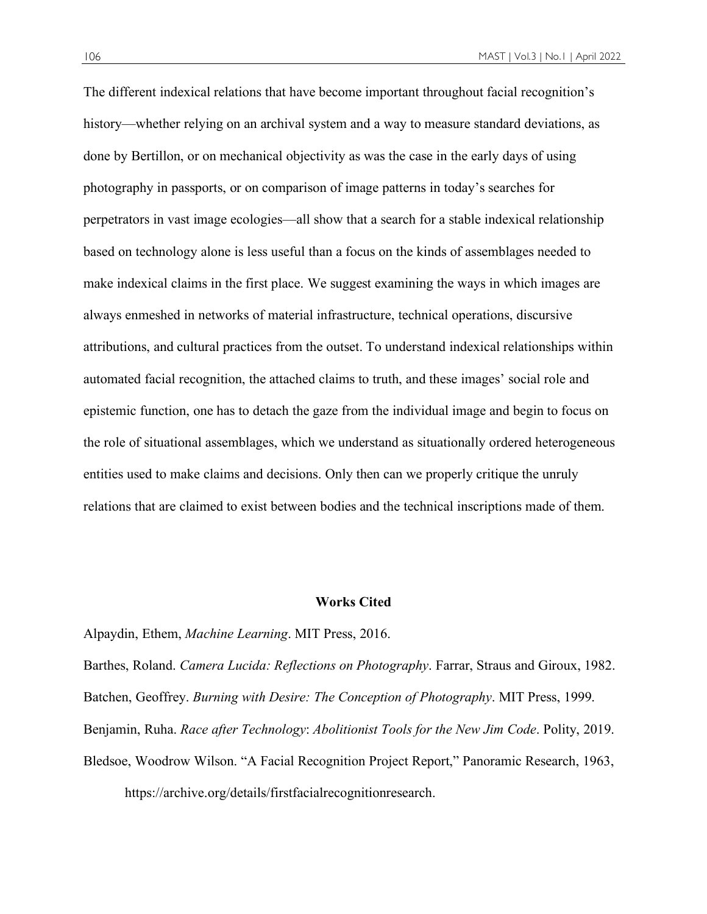The different indexical relations that have become important throughout facial recognition's history—whether relying on an archival system and a way to measure standard deviations, as done by Bertillon, or on mechanical objectivity as was the case in the early days of using photography in passports, or on comparison of image patterns in today's searches for perpetrators in vast image ecologies—all show that a search for a stable indexical relationship based on technology alone is less useful than a focus on the kinds of assemblages needed to make indexical claims in the first place. We suggest examining the ways in which images are always enmeshed in networks of material infrastructure, technical operations, discursive attributions, and cultural practices from the outset. To understand indexical relationships within automated facial recognition, the attached claims to truth, and these images' social role and epistemic function, one has to detach the gaze from the individual image and begin to focus on the role of situational assemblages, which we understand as situationally ordered heterogeneous entities used to make claims and decisions. Only then can we properly critique the unruly relations that are claimed to exist between bodies and the technical inscriptions made of them.

## Works Cited

Alpaydin, Ethem, *Machine Learning*. MIT Press, 2016.

Barthes, Roland. *Camera Lucida: Reflections on Photography*. Farrar, Straus and Giroux, 1982.

Batchen, Geoffrey. *Burning with Desire: The Conception of Photography*. MIT Press, 1999.

Benjamin, Ruha. *Race after Technology*: *Abolitionist Tools for the New Jim Code*. Polity, 2019.

Bledsoe, Woodrow Wilson. "A Facial Recognition Project Report," Panoramic Research, 1963, https://archive.org/details/firstfacialrecognitionresearch.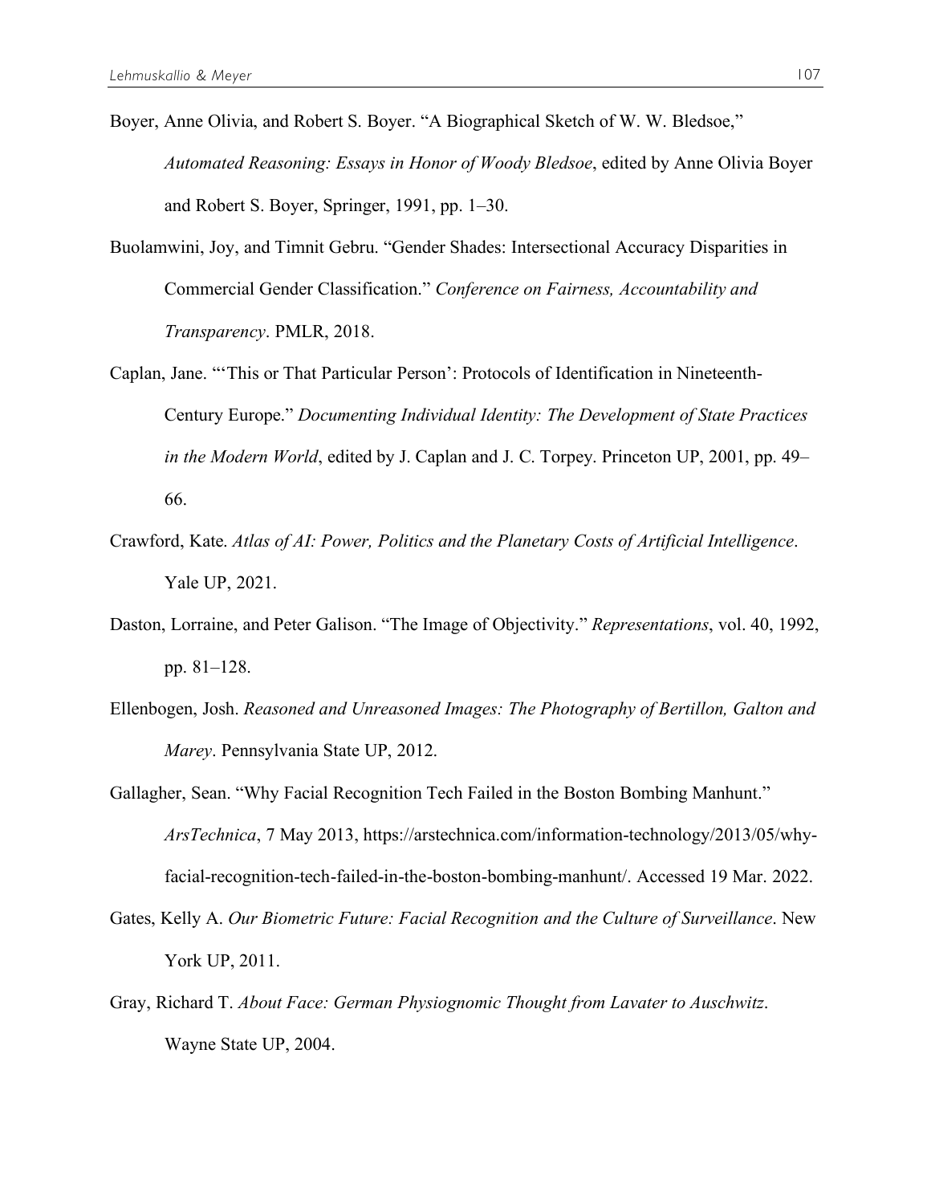Boyer, Anne Olivia, and Robert S. Boyer. "A Biographical Sketch of W. W. Bledsoe," *Automated Reasoning: Essays in Honor of Woody Bledsoe*, edited by Anne Olivia Boyer and Robert S. Boyer, Springer, 1991, pp. 1–30.

Buolamwini, Joy, and Timnit Gebru. "Gender Shades: Intersectional Accuracy Disparities in Commercial Gender Classification." *Conference on Fairness, Accountability and Transparency*. PMLR, 2018.

Caplan, Jane. "'This or That Particular Person': Protocols of Identification in Nineteenth-Century Europe." *Documenting Individual Identity: The Development of State Practices in the Modern World*, edited by J. Caplan and J. C. Torpey. Princeton UP, 2001, pp. 49–66.

Crawford, Kate. *Atlas of AI: Power, Politics and the Planetary Costs of Artificial Intelligence*. Yale UP, 2021.

Daston, Lorraine, and Peter Galison. "The Image of Objectivity." *Representations*, vol. 40, 1992, pp. 81–128.

Ellenbogen, Josh. *Reasoned and Unreasoned Images: The Photography of Bertillon, Galton and Marey*. Pennsylvania State UP, 2012.

Gallagher, Sean. "Why Facial Recognition Tech Failed in the Boston Bombing Manhunt." *ArsTechnica*, 7 May 2013, https://arstechnica.com/information-technology/2013/05/why-facial-recognition-tech-failed-in-the-boston-bombing-manhunt/. Accessed 19 Mar. 2022.

Gates, Kelly A. *Our Biometric Future: Facial Recognition and the Culture of Surveillance*. New York UP, 2011.

Gray, Richard T. *About Face: German Physiognomic Thought from Lavater to Auschwitz*. Wayne State UP, 2004.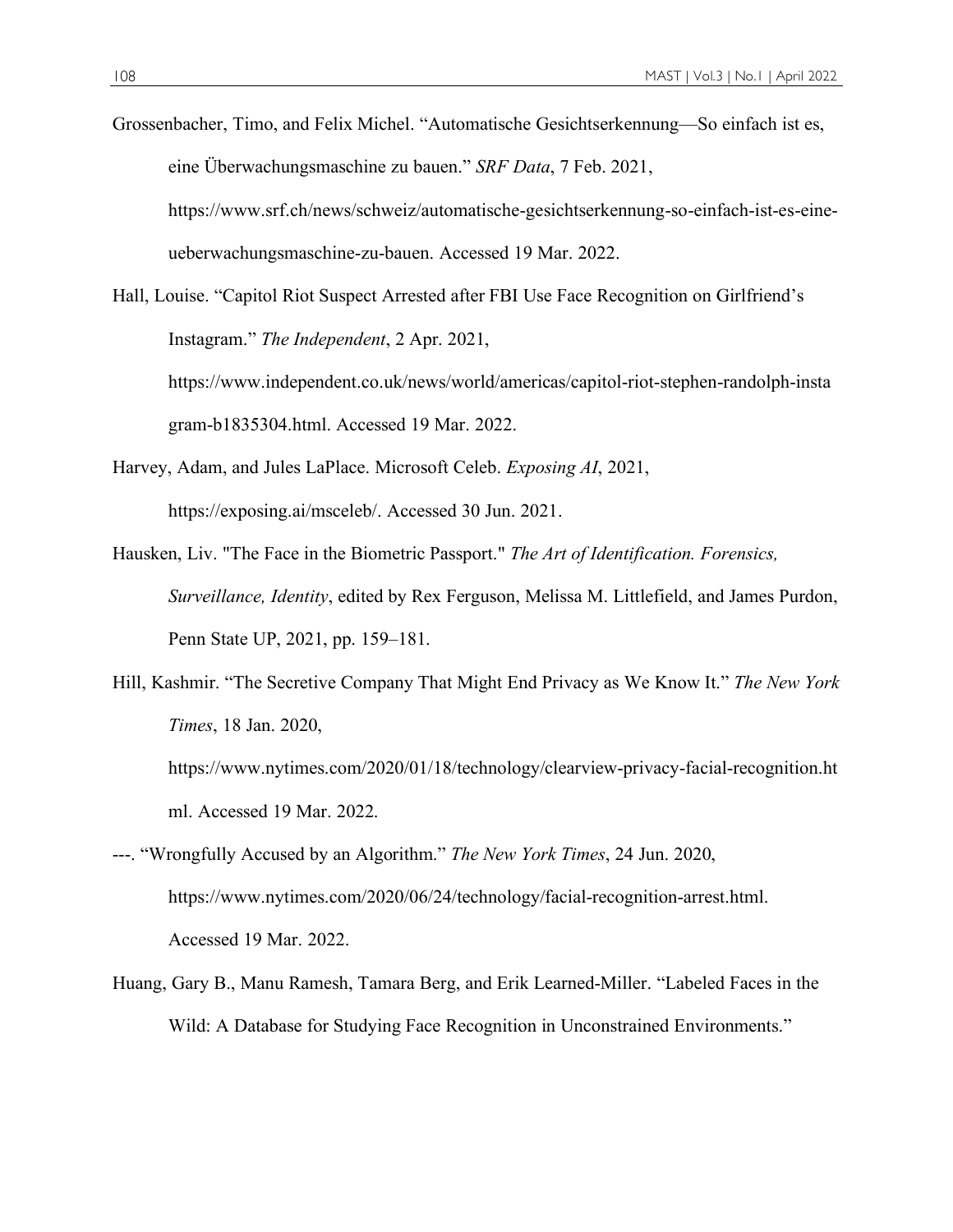Grossenbacher, Timo, and Felix Michel. "Automatische Gesichtserkennung—So einfach ist es, eine Überwachungsmaschine zu bauen." *SRF Data*, 7 Feb. 2021, https://www.srf.ch/news/schweiz/automatische-gesichtserkennung-so-einfach-ist-es-eine-ueberwachungsmaschine-zu-bauen. Accessed 19 Mar. 2022.

Hall, Louise. "Capitol Riot Suspect Arrested after FBI Use Face Recognition on Girlfriend's Instagram." *The Independent*, 2 Apr. 2021, https://www.independent.co.uk/news/world/americas/capitol-riot-stephen-randolph-instagram-b1835304.html. Accessed 19 Mar. 2022.

Harvey, Adam, and Jules LaPlace. Microsoft Celeb. *Exposing AI*, 2021, https://exposing.ai/msceleb/. Accessed 30 Jun. 2021.

Hausken, Liv. "The Face in the Biometric Passport." *The Art of Identification. Forensics, Surveillance, Identity*, edited by Rex Ferguson, Melissa M. Littlefield, and James Purdon, Penn State UP, 2021, pp. 159–181.

Hill, Kashmir. "The Secretive Company That Might End Privacy as We Know It." *The New York Times*, 18 Jan. 2020, https://www.nytimes.com/2020/01/18/technology/clearview-privacy-facial-recognition.html. Accessed 19 Mar. 2022.

---. "Wrongfully Accused by an Algorithm." *The New York Times*, 24 Jun. 2020, https://www.nytimes.com/2020/06/24/technology/facial-recognition-arrest.html. Accessed 19 Mar. 2022.

Huang, Gary B., Manu Ramesh, Tamara Berg, and Erik Learned-Miller. "Labeled Faces in the Wild: A Database for Studying Face Recognition in Unconstrained Environments."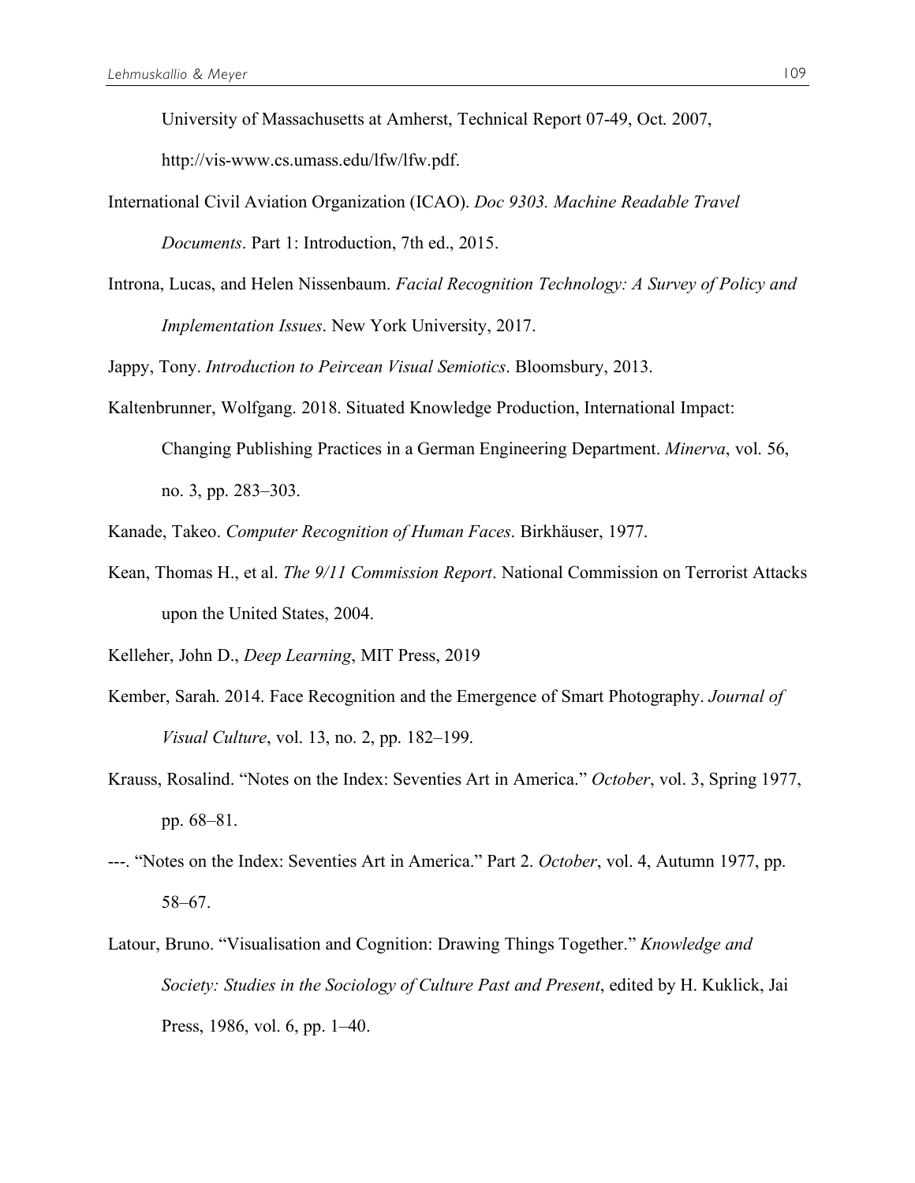University of Massachusetts at Amherst, Technical Report 07-49, Oct. 2007, http://vis-www.cs.umass.edu/lfw/lfw.pdf.

International Civil Aviation Organization (ICAO). *Doc 9303. Machine Readable Travel Documents*. Part 1: Introduction, 7th ed., 2015.

Introna, Lucas, and Helen Nissenbaum. *Facial Recognition Technology: A Survey of Policy and Implementation Issues*. New York University, 2017.

Jappy, Tony. *Introduction to Peircean Visual Semiotics*. Bloomsbury, 2013.

Kaltenbrunner, Wolfgang. 2018. Situated Knowledge Production, International Impact: Changing Publishing Practices in a German Engineering Department. *Minerva*, vol. 56, no. 3, pp. 283–303.

Kanade, Takeo. *Computer Recognition of Human Faces*. Birkhäuser, 1977.

Kean, Thomas H., et al. *The 9/11 Commission Report*. National Commission on Terrorist Attacks upon the United States, 2004.

Kelleher, John D., *Deep Learning*, MIT Press, 2019

Kember, Sarah. 2014. Face Recognition and the Emergence of Smart Photography. *Journal of Visual Culture*, vol. 13, no. 2, pp. 182–199.

Krauss, Rosalind. "Notes on the Index: Seventies Art in America." *October*, vol. 3, Spring 1977, pp. 68–81.

---. "Notes on the Index: Seventies Art in America." Part 2. *October*, vol. 4, Autumn 1977, pp. 58–67.

Latour, Bruno. "Visualisation and Cognition: Drawing Things Together." *Knowledge and Society: Studies in the Sociology of Culture Past and Present*, edited by H. Kuklick, Jai Press, 1986, vol. 6, pp. 1–40.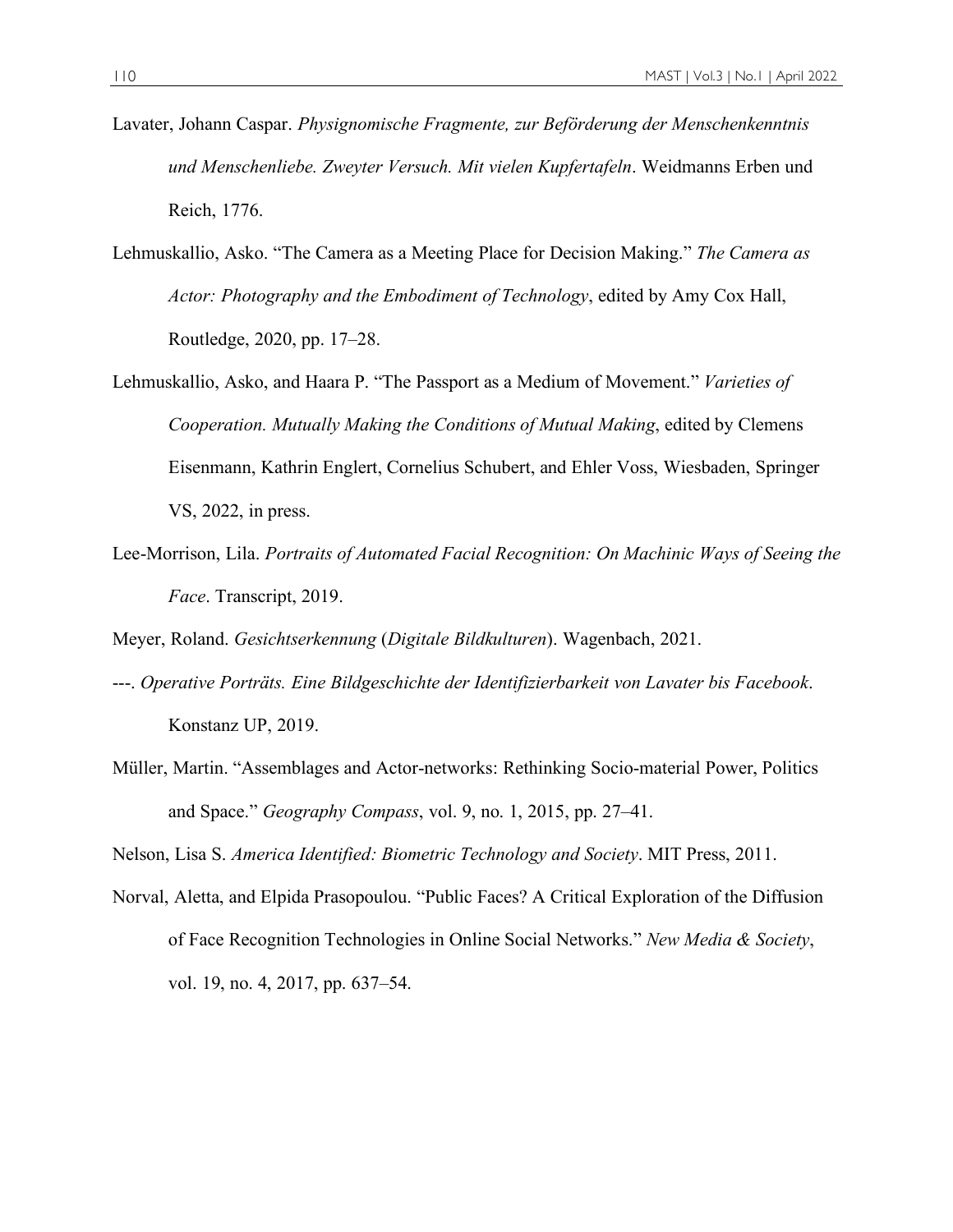Lavater, Johann Caspar. *Physignomische Fragmente, zur Beförderung der Menschenkenntnis und Menschenliebe. Zweyter Versuch. Mit vielen Kupfertafeln*. Weidmanns Erben und Reich, 1776.

Lehmuskallio, Asko. "The Camera as a Meeting Place for Decision Making." *The Camera as Actor: Photography and the Embodiment of Technology*, edited by Amy Cox Hall, Routledge, 2020, pp. 17–28.

Lehmuskallio, Asko, and Haara P. "The Passport as a Medium of Movement." *Varieties of Cooperation. Mutually Making the Conditions of Mutual Making*, edited by Clemens Eisenmann, Kathrin Englert, Cornelius Schubert, and Ehler Voss, Wiesbaden, Springer VS, 2022, in press.

Lee-Morrison, Lila. *Portraits of Automated Facial Recognition: On Machinic Ways of Seeing the Face*. Transcript, 2019.

Meyer, Roland. *Gesichtserkennung* (*Digitale Bildkulturen*). Wagenbach, 2021.

---. *Operative Porträts. Eine Bildgeschichte der Identifizierbarkeit von Lavater bis Facebook*. Konstanz UP, 2019.

Müller, Martin. "Assemblages and Actor-networks: Rethinking Socio-material Power, Politics and Space." *Geography Compass*, vol. 9, no. 1, 2015, pp. 27–41.

Nelson, Lisa S. *America Identified: Biometric Technology and Society*. MIT Press, 2011.

Norval, Aletta, and Elpida Prasopoulou. "Public Faces? A Critical Exploration of the Diffusion of Face Recognition Technologies in Online Social Networks." *New Media & Society*, vol. 19, no. 4, 2017, pp. 637–54.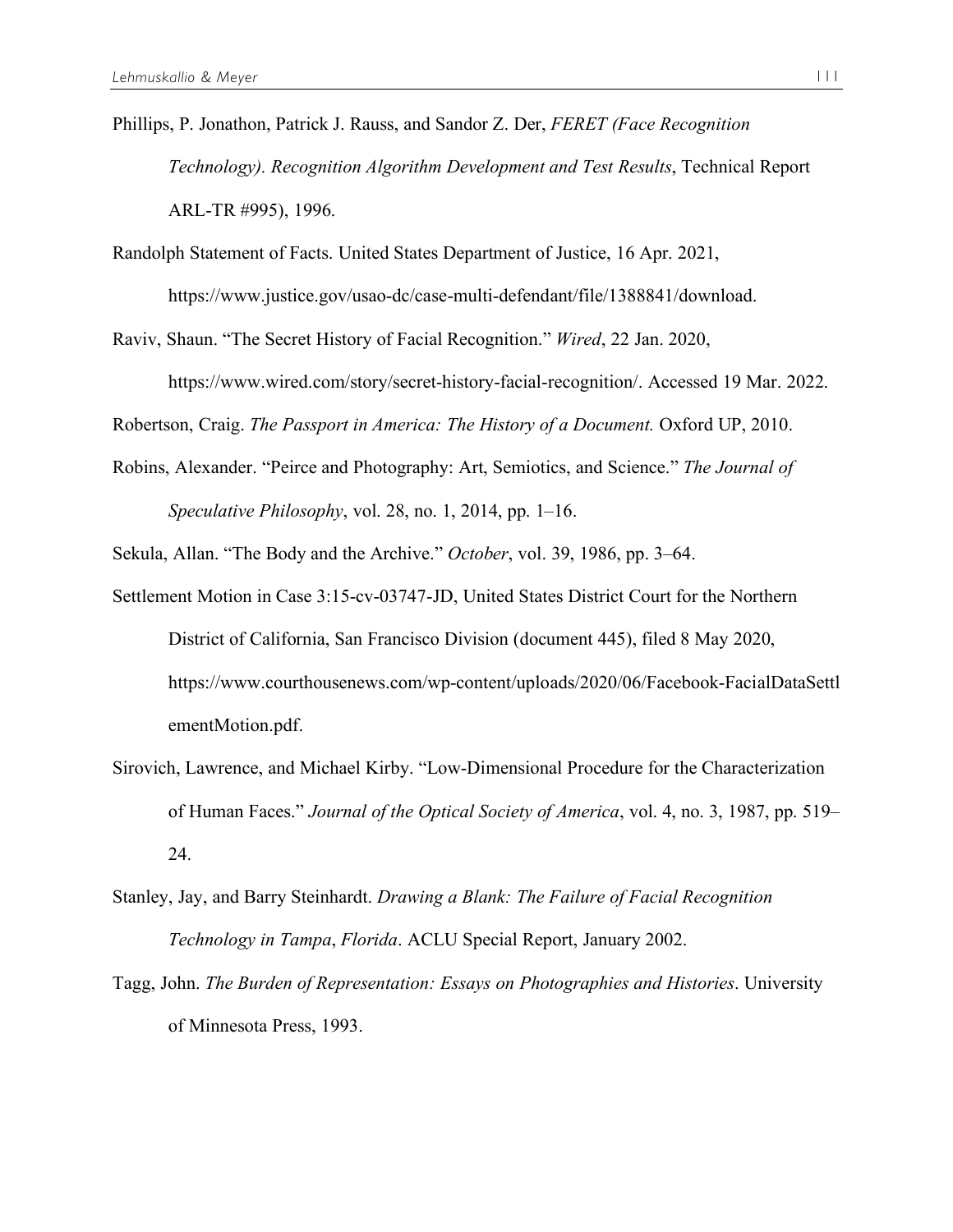Phillips, P. Jonathon, Patrick J. Rauss, and Sandor Z. Der, *FERET (Face Recognition Technology). Recognition Algorithm Development and Test Results*, Technical Report ARL-TR #995), 1996.

Randolph Statement of Facts. United States Department of Justice, 16 Apr. 2021, https://www.justice.gov/usao-dc/case-multi-defendant/file/1388841/download.

Raviv, Shaun. "The Secret History of Facial Recognition." *Wired*, 22 Jan. 2020, https://www.wired.com/story/secret-history-facial-recognition/. Accessed 19 Mar. 2022.

Robertson, Craig. *The Passport in America: The History of a Document.* Oxford UP, 2010.

Robins, Alexander. "Peirce and Photography: Art, Semiotics, and Science." *The Journal of Speculative Philosophy*, vol. 28, no. 1, 2014, pp. 1–16.

Sekula, Allan. "The Body and the Archive." *October*, vol. 39, 1986, pp. 3–64.

Settlement Motion in Case 3:15-cv-03747-JD, United States District Court for the Northern District of California, San Francisco Division (document 445), filed 8 May 2020, https://www.courthousenews.com/wp-content/uploads/2020/06/Facebook-FacialDataSettlementMotion.pdf.

Sirovich, Lawrence, and Michael Kirby. "Low-Dimensional Procedure for the Characterization of Human Faces." *Journal of the Optical Society of America*, vol. 4, no. 3, 1987, pp. 519–24.

Stanley, Jay, and Barry Steinhardt. *Drawing a Blank: The Failure of Facial Recognition Technology in Tampa*, *Florida*. ACLU Special Report, January 2002.

Tagg, John. *The Burden of Representation: Essays on Photographies and Histories*. University of Minnesota Press, 1993.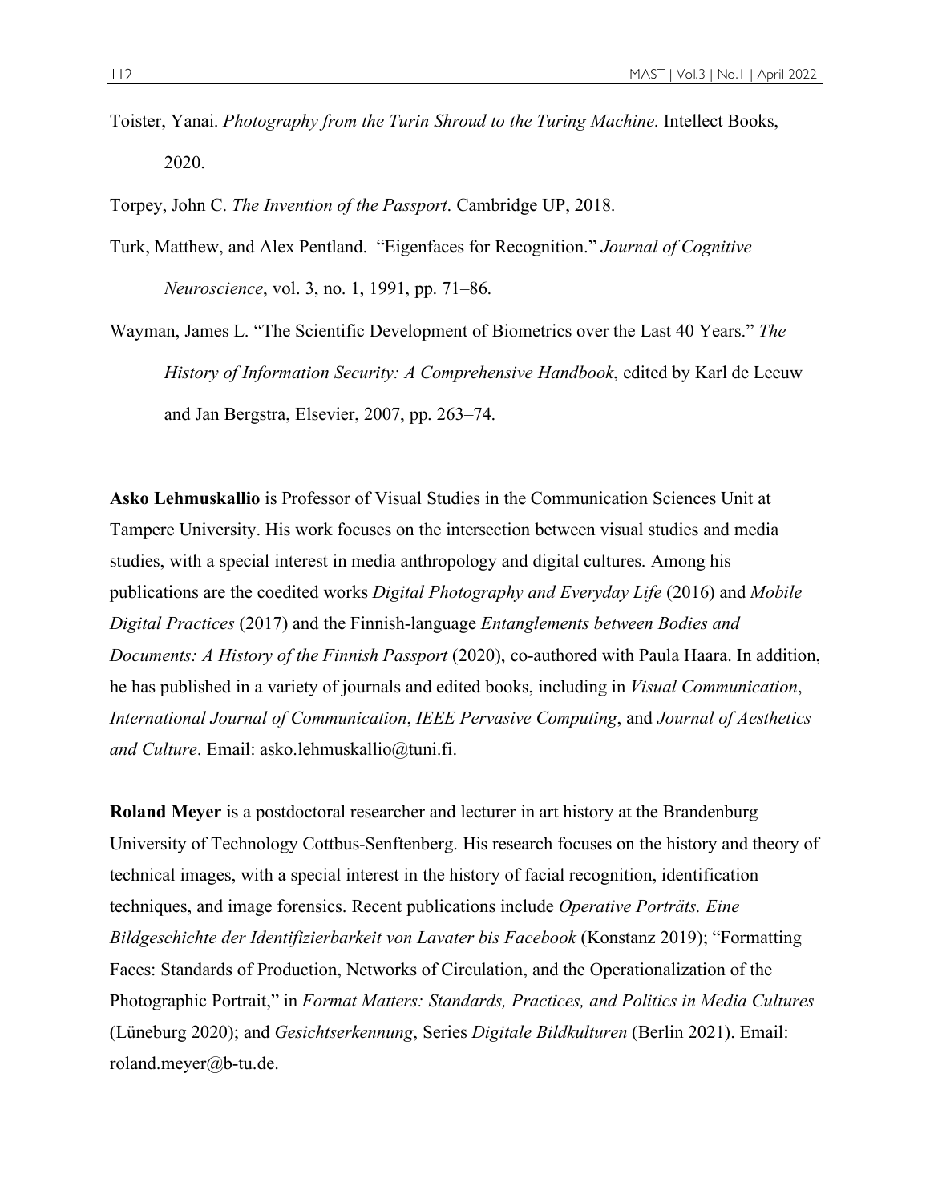Toister, Yanai. *Photography from the Turin Shroud to the Turing Machine*. Intellect Books, 2020.

Torpey, John C. *The Invention of the Passport*. Cambridge UP, 2018.

Turk, Matthew, and Alex Pentland. "Eigenfaces for Recognition." *Journal of Cognitive Neuroscience*, vol. 3, no. 1, 1991, pp. 71–86.

Wayman, James L. "The Scientific Development of Biometrics over the Last 40 Years." *The History of Information Security: A Comprehensive Handbook*, edited by Karl de Leeuw and Jan Bergstra, Elsevier, 2007, pp. 263–74.

**Asko Lehmuskallio** is Professor of Visual Studies in the Communication Sciences Unit at Tampere University. His work focuses on the intersection between visual studies and media studies, with a special interest in media anthropology and digital cultures. Among his publications are the coedited works *Digital Photography and Everyday Life* (2016) and *Mobile Digital Practices* (2017) and the Finnish-language *Entanglements between Bodies and Documents: A History of the Finnish Passport* (2020), co-authored with Paula Haara. In addition, he has published in a variety of journals and edited books, including in *Visual Communication*, *International Journal of Communication*, *IEEE Pervasive Computing*, and *Journal of Aesthetics and Culture*. Email: asko.lehmuskallio@tuni.fi.

**Roland Meyer** is a postdoctoral researcher and lecturer in art history at the Brandenburg University of Technology Cottbus-Senftenberg. His research focuses on the history and theory of technical images, with a special interest in the history of facial recognition, identification techniques, and image forensics. Recent publications include *Operative Porträts. Eine Bildgeschichte der Identifizierbarkeit von Lavater bis Facebook* (Konstanz 2019); "Formatting Faces: Standards of Production, Networks of Circulation, and the Operationalization of the Photographic Portrait," in *Format Matters: Standards, Practices, and Politics in Media Cultures* (Lüneburg 2020); and *Gesichtserkennung*, Series *Digitale Bildkulturen* (Berlin 2021). Email: roland.meyer@b-tu.de.